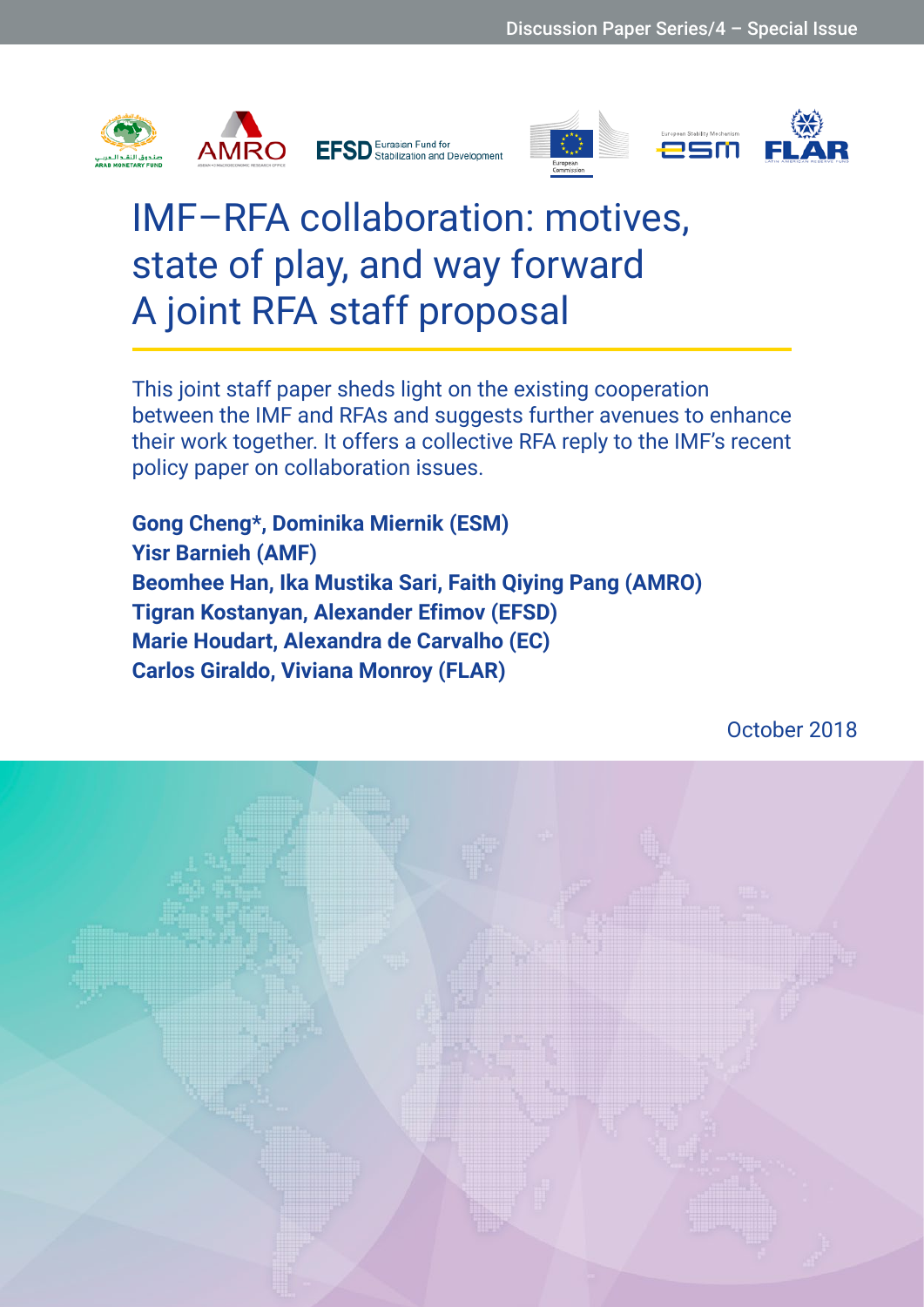Discussion Paper Series/4 – Special Issue

# IMF–RFA collaboration: motives, state of play, and way forward
# A joint RFA staff proposal

This joint staff paper sheds light on the existing cooperation between the IMF and RFAs and suggests further avenues to enhance their work together. It offers a collective RFA reply to the IMF's recent policy paper on collaboration issues.

**Gong Cheng*, Dominika Miernik (ESM)**
**Yisr Barnieh (AMF)**
**Beomhee Han, Ika Mustika Sari, Faith Qiying Pang (AMRO)**
**Tigran Kostanyan, Alexander Efimov (EFSD)**
**Marie Houdart, Alexandra de Carvalho (EC)**
**Carlos Giraldo, Viviana Monroy (FLAR)**

October 2018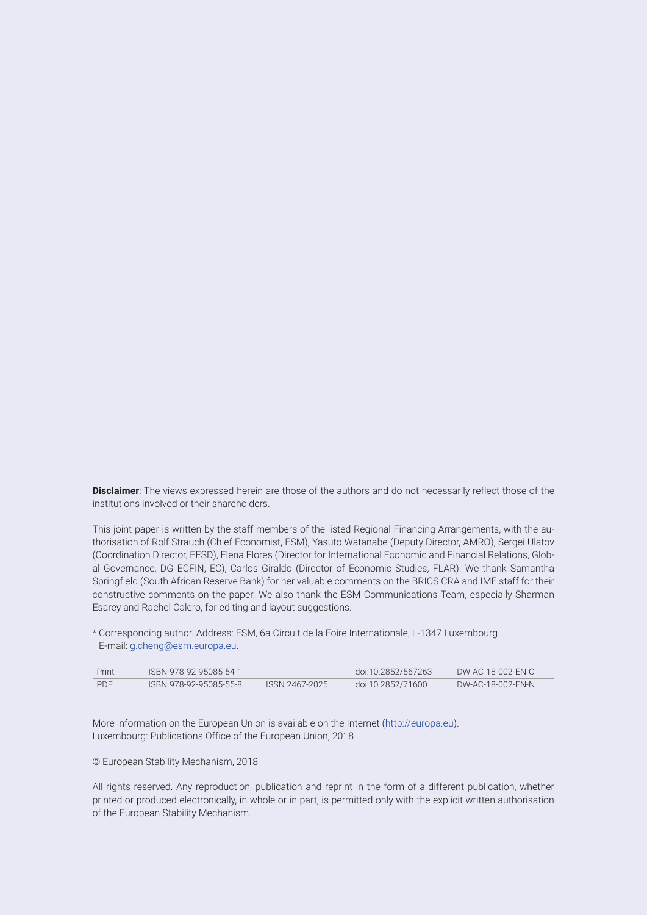**Disclaimer**: The views expressed herein are those of the authors and do not necessarily reflect those of the institutions involved or their shareholders.

This joint paper is written by the staff members of the listed Regional Financing Arrangements, with the authorisation of Rolf Strauch (Chief Economist, ESM), Yasuto Watanabe (Deputy Director, AMRO), Sergei Ulatov (Coordination Director, EFSD), Elena Flores (Director for International Economic and Financial Relations, Global Governance, DG ECFIN, EC), Carlos Giraldo (Director of Economic Studies, FLAR). We thank Samantha Springfield (South African Reserve Bank) for her valuable comments on the BRICS CRA and IMF staff for their constructive comments on the paper. We also thank the ESM Communications Team, especially Sharman Esarey and Rachel Calero, for editing and layout suggestions.

\* Corresponding author. Address: ESM, 6a Circuit de la Foire Internationale, L-1347 Luxembourg.
E-mail: g.cheng@esm.europa.eu.

| | | | | |
|---|---|---|---|---|
| Print | ISBN 978-92-95085-54-1 | | doi:10.2852/567263 | DW-AC-18-002-EN-C |
| PDF | ISBN 978-92-95085-55-8 | ISSN 2467-2025 | doi:10.2852/71600 | DW-AC-18-002-EN-N |

More information on the European Union is available on the Internet (http://europa.eu).
Luxembourg: Publications Office of the European Union, 2018

© European Stability Mechanism, 2018

All rights reserved. Any reproduction, publication and reprint in the form of a different publication, whether printed or produced electronically, in whole or in part, is permitted only with the explicit written authorisation of the European Stability Mechanism.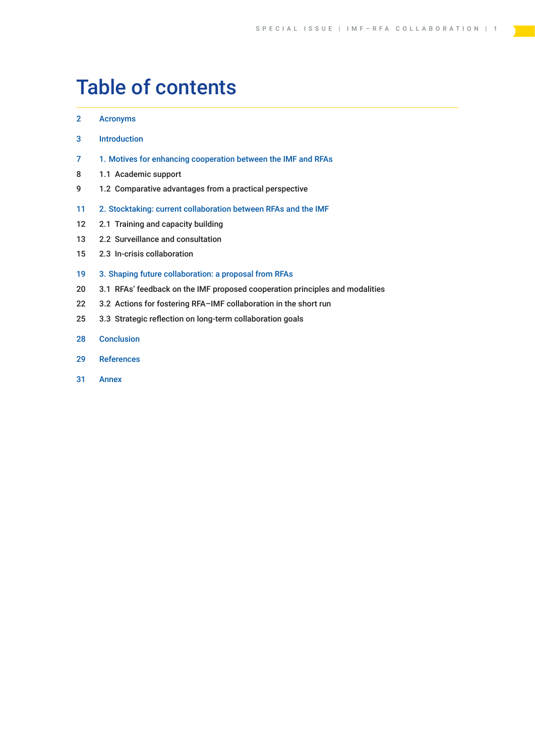# Table of contents

| | |
|---|---|
| 2 | Acronyms |
| 3 | Introduction |
| 7 | 1. Motives for enhancing cooperation between the IMF and RFAs |
| 8 | 1.1 Academic support |
| 9 | 1.2 Comparative advantages from a practical perspective |
| 11 | 2. Stocktaking: current collaboration between RFAs and the IMF |
| 12 | 2.1 Training and capacity building |
| 13 | 2.2 Surveillance and consultation |
| 15 | 2.3 In-crisis collaboration |
| 19 | 3. Shaping future collaboration: a proposal from RFAs |
| 20 | 3.1 RFAs' feedback on the IMF proposed cooperation principles and modalities |
| 22 | 3.2 Actions for fostering RFA–IMF collaboration in the short run |
| 25 | 3.3 Strategic reflection on long-term collaboration goals |
| 28 | Conclusion |
| 29 | References |
| 31 | Annex |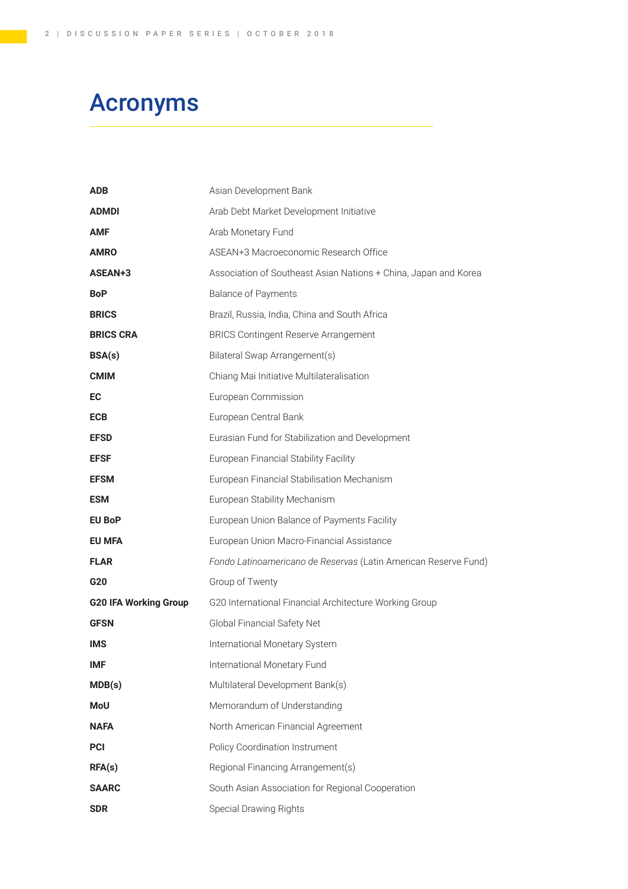# Acronyms

| | |
|---|---|
| **ADB** | Asian Development Bank |
| **ADMDI** | Arab Debt Market Development Initiative |
| **AMF** | Arab Monetary Fund |
| **AMRO** | ASEAN+3 Macroeconomic Research Office |
| **ASEAN+3** | Association of Southeast Asian Nations + China, Japan and Korea |
| **BoP** | Balance of Payments |
| **BRICS** | Brazil, Russia, India, China and South Africa |
| **BRICS CRA** | BRICS Contingent Reserve Arrangement |
| **BSA(s)** | Bilateral Swap Arrangement(s) |
| **CMIM** | Chiang Mai Initiative Multilateralisation |
| **EC** | European Commission |
| **ECB** | European Central Bank |
| **EFSD** | Eurasian Fund for Stabilization and Development |
| **EFSF** | European Financial Stability Facility |
| **EFSM** | European Financial Stabilisation Mechanism |
| **ESM** | European Stability Mechanism |
| **EU BoP** | European Union Balance of Payments Facility |
| **EU MFA** | European Union Macro-Financial Assistance |
| **FLAR** | *Fondo Latinoamericano de Reservas* (Latin American Reserve Fund) |
| **G20** | Group of Twenty |
| **G20 IFA Working Group** | G20 International Financial Architecture Working Group |
| **GFSN** | Global Financial Safety Net |
| **IMS** | International Monetary System |
| **IMF** | International Monetary Fund |
| **MDB(s)** | Multilateral Development Bank(s) |
| **MoU** | Memorandum of Understanding |
| **NAFA** | North American Financial Agreement |
| **PCI** | Policy Coordination Instrument |
| **RFA(s)** | Regional Financing Arrangement(s) |
| **SAARC** | South Asian Association for Regional Cooperation |
| **SDR** | Special Drawing Rights |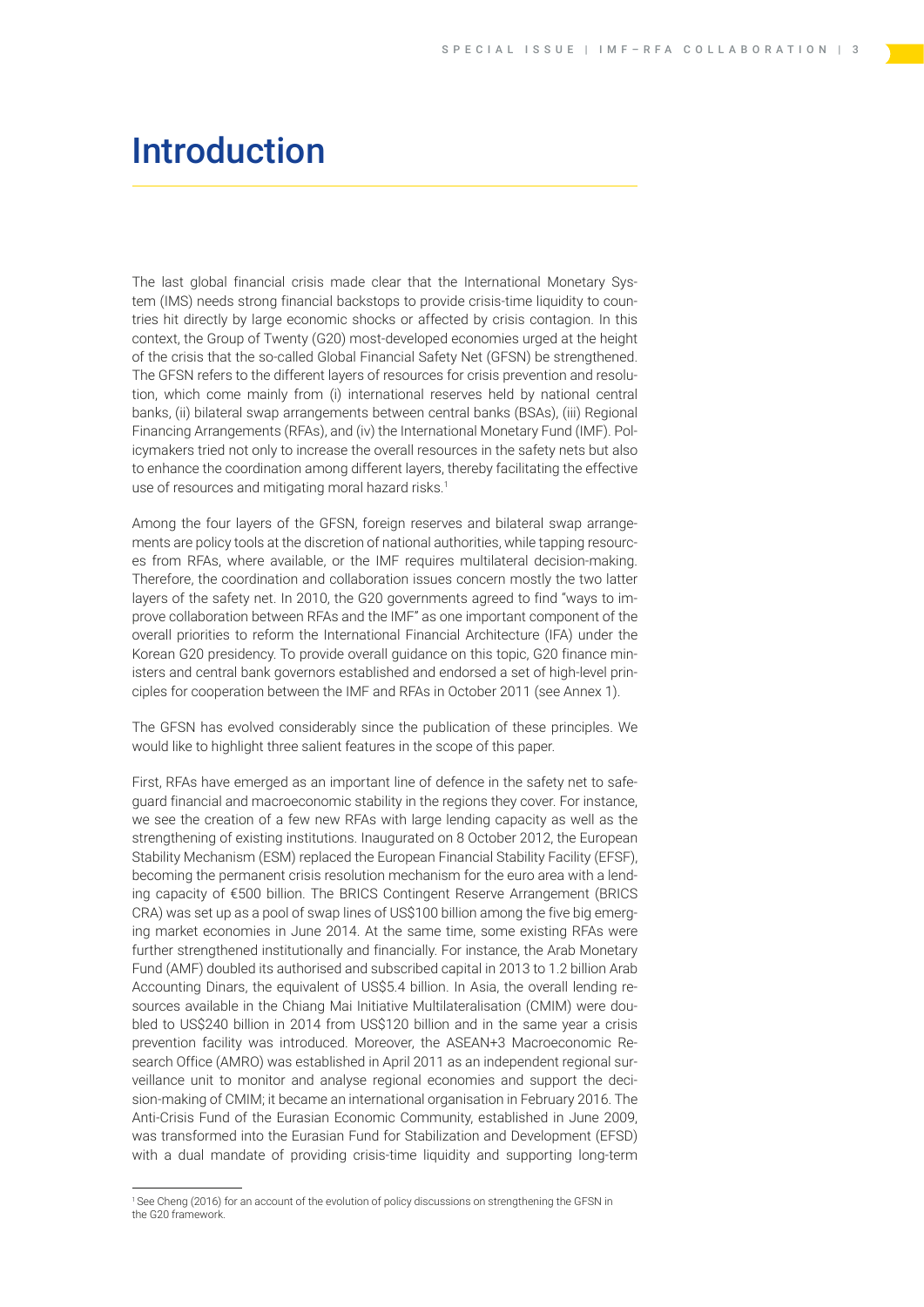# Introduction

The last global financial crisis made clear that the International Monetary System (IMS) needs strong financial backstops to provide crisis-time liquidity to countries hit directly by large economic shocks or affected by crisis contagion. In this context, the Group of Twenty (G20) most-developed economies urged at the height of the crisis that the so-called Global Financial Safety Net (GFSN) be strengthened. The GFSN refers to the different layers of resources for crisis prevention and resolution, which come mainly from (i) international reserves held by national central banks, (ii) bilateral swap arrangements between central banks (BSAs), (iii) Regional Financing Arrangements (RFAs), and (iv) the International Monetary Fund (IMF). Policymakers tried not only to increase the overall resources in the safety nets but also to enhance the coordination among different layers, thereby facilitating the effective use of resources and mitigating moral hazard risks.[1]

Among the four layers of the GFSN, foreign reserves and bilateral swap arrangements are policy tools at the discretion of national authorities, while tapping resources from RFAs, where available, or the IMF requires multilateral decision-making. Therefore, the coordination and collaboration issues concern mostly the two latter layers of the safety net. In 2010, the G20 governments agreed to find "ways to improve collaboration between RFAs and the IMF" as one important component of the overall priorities to reform the International Financial Architecture (IFA) under the Korean G20 presidency. To provide overall guidance on this topic, G20 finance ministers and central bank governors established and endorsed a set of high-level principles for cooperation between the IMF and RFAs in October 2011 (see Annex 1).

The GFSN has evolved considerably since the publication of these principles. We would like to highlight three salient features in the scope of this paper.

First, RFAs have emerged as an important line of defence in the safety net to safeguard financial and macroeconomic stability in the regions they cover. For instance, we see the creation of a few new RFAs with large lending capacity as well as the strengthening of existing institutions. Inaugurated on 8 October 2012, the European Stability Mechanism (ESM) replaced the European Financial Stability Facility (EFSF), becoming the permanent crisis resolution mechanism for the euro area with a lending capacity of €500 billion. The BRICS Contingent Reserve Arrangement (BRICS CRA) was set up as a pool of swap lines of US$100 billion among the five big emerging market economies in June 2014. At the same time, some existing RFAs were further strengthened institutionally and financially. For instance, the Arab Monetary Fund (AMF) doubled its authorised and subscribed capital in 2013 to 1.2 billion Arab Accounting Dinars, the equivalent of US$5.4 billion. In Asia, the overall lending resources available in the Chiang Mai Initiative Multilateralisation (CMIM) were doubled to US$240 billion in 2014 from US$120 billion and in the same year a crisis prevention facility was introduced. Moreover, the ASEAN+3 Macroeconomic Research Office (AMRO) was established in April 2011 as an independent regional surveillance unit to monitor and analyse regional economies and support the decision-making of CMIM; it became an international organisation in February 2016. The Anti-Crisis Fund of the Eurasian Economic Community, established in June 2009, was transformed into the Eurasian Fund for Stabilization and Development (EFSD) with a dual mandate of providing crisis-time liquidity and supporting long-term

[1] See Cheng (2016) for an account of the evolution of policy discussions on strengthening the GFSN in the G20 framework.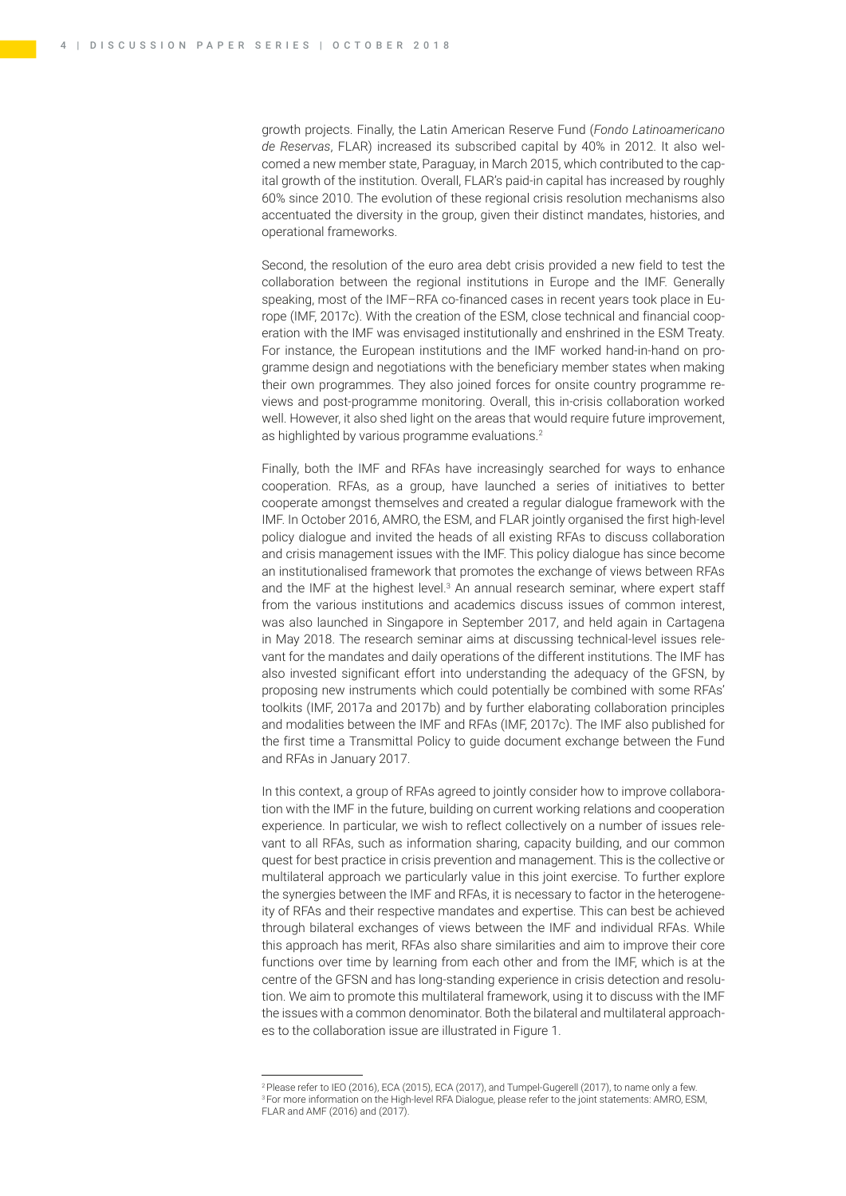growth projects. Finally, the Latin American Reserve Fund (*Fondo Latinoamericano de Reservas*, FLAR) increased its subscribed capital by 40% in 2012. It also welcomed a new member state, Paraguay, in March 2015, which contributed to the capital growth of the institution. Overall, FLAR's paid-in capital has increased by roughly 60% since 2010. The evolution of these regional crisis resolution mechanisms also accentuated the diversity in the group, given their distinct mandates, histories, and operational frameworks.

Second, the resolution of the euro area debt crisis provided a new field to test the collaboration between the regional institutions in Europe and the IMF. Generally speaking, most of the IMF–RFA co-financed cases in recent years took place in Europe (IMF, 2017c). With the creation of the ESM, close technical and financial cooperation with the IMF was envisaged institutionally and enshrined in the ESM Treaty. For instance, the European institutions and the IMF worked hand-in-hand on programme design and negotiations with the beneficiary member states when making their own programmes. They also joined forces for onsite country programme reviews and post-programme monitoring. Overall, this in-crisis collaboration worked well. However, it also shed light on the areas that would require future improvement, as highlighted by various programme evaluations.[2]

Finally, both the IMF and RFAs have increasingly searched for ways to enhance cooperation. RFAs, as a group, have launched a series of initiatives to better cooperate amongst themselves and created a regular dialogue framework with the IMF. In October 2016, AMRO, the ESM, and FLAR jointly organised the first high-level policy dialogue and invited the heads of all existing RFAs to discuss collaboration and crisis management issues with the IMF. This policy dialogue has since become an institutionalised framework that promotes the exchange of views between RFAs and the IMF at the highest level.[3] An annual research seminar, where expert staff from the various institutions and academics discuss issues of common interest, was also launched in Singapore in September 2017, and held again in Cartagena in May 2018. The research seminar aims at discussing technical-level issues relevant for the mandates and daily operations of the different institutions. The IMF has also invested significant effort into understanding the adequacy of the GFSN, by proposing new instruments which could potentially be combined with some RFAs' toolkits (IMF, 2017a and 2017b) and by further elaborating collaboration principles and modalities between the IMF and RFAs (IMF, 2017c). The IMF also published for the first time a Transmittal Policy to guide document exchange between the Fund and RFAs in January 2017.

In this context, a group of RFAs agreed to jointly consider how to improve collaboration with the IMF in the future, building on current working relations and cooperation experience. In particular, we wish to reflect collectively on a number of issues relevant to all RFAs, such as information sharing, capacity building, and our common quest for best practice in crisis prevention and management. This is the collective or multilateral approach we particularly value in this joint exercise. To further explore the synergies between the IMF and RFAs, it is necessary to factor in the heterogeneity of RFAs and their respective mandates and expertise. This can best be achieved through bilateral exchanges of views between the IMF and individual RFAs. While this approach has merit, RFAs also share similarities and aim to improve their core functions over time by learning from each other and from the IMF, which is at the centre of the GFSN and has long-standing experience in crisis detection and resolution. We aim to promote this multilateral framework, using it to discuss with the IMF the issues with a common denominator. Both the bilateral and multilateral approaches to the collaboration issue are illustrated in Figure 1.

[2] Please refer to IEO (2016), ECA (2015), ECA (2017), and Tumpel-Gugerell (2017), to name only a few.

[3] For more information on the High-level RFA Dialogue, please refer to the joint statements: AMRO, ESM, FLAR and AMF (2016) and (2017).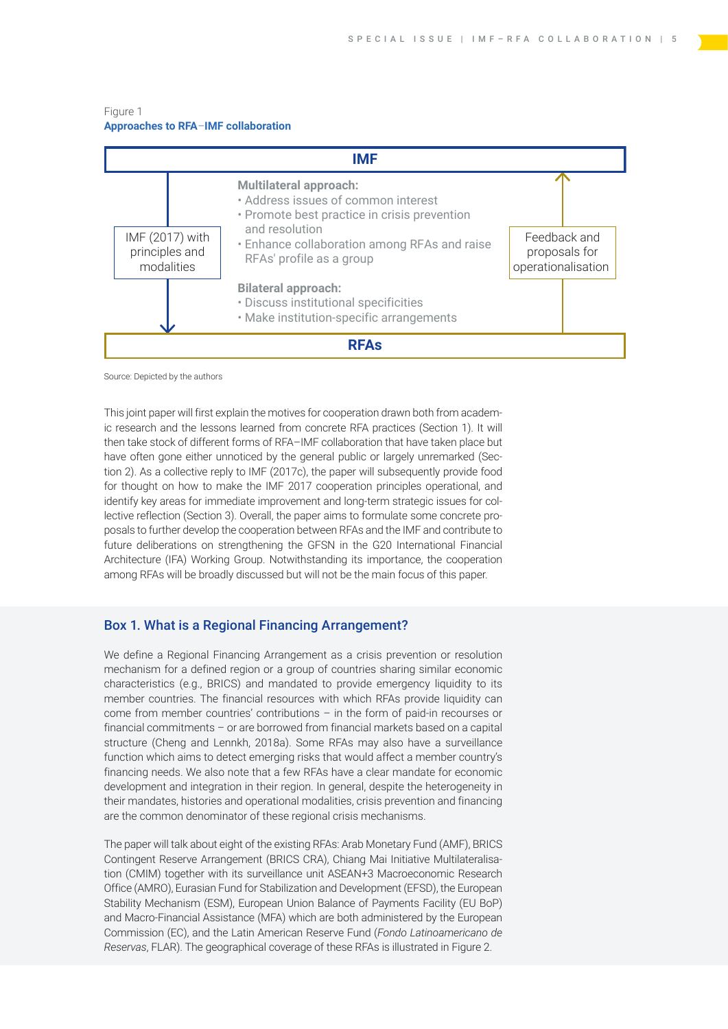Figure 1

**Approaches to RFA–IMF collaboration**

**IMF**

IMF (2017) with principles and modalities

**Multilateral approach:**
- Address issues of common interest
- Promote best practice in crisis prevention and resolution
- Enhance collaboration among RFAs and raise RFAs' profile as a group

**Bilateral approach:**
- Discuss institutional specificities
- Make institution-specific arrangements

Feedback and proposals for operationalisation

**RFAs**

Source: Depicted by the authors

This joint paper will first explain the motives for cooperation drawn both from academic research and the lessons learned from concrete RFA practices (Section 1). It will then take stock of different forms of RFA–IMF collaboration that have taken place but have often gone either unnoticed by the general public or largely unremarked (Section 2). As a collective reply to IMF (2017c), the paper will subsequently provide food for thought on how to make the IMF 2017 cooperation principles operational, and identify key areas for immediate improvement and long-term strategic issues for collective reflection (Section 3). Overall, the paper aims to formulate some concrete proposals to further develop the cooperation between RFAs and the IMF and contribute to future deliberations on strengthening the GFSN in the G20 International Financial Architecture (IFA) Working Group. Notwithstanding its importance, the cooperation among RFAs will be broadly discussed but will not be the main focus of this paper.

## Box 1. What is a Regional Financing Arrangement?

We define a Regional Financing Arrangement as a crisis prevention or resolution mechanism for a defined region or a group of countries sharing similar economic characteristics (e.g., BRICS) and mandated to provide emergency liquidity to its member countries. The financial resources with which RFAs provide liquidity can come from member countries' contributions – in the form of paid-in recourses or financial commitments – or are borrowed from financial markets based on a capital structure (Cheng and Lennkh, 2018a). Some RFAs may also have a surveillance function which aims to detect emerging risks that would affect a member country's financing needs. We also note that a few RFAs have a clear mandate for economic development and integration in their region. In general, despite the heterogeneity in their mandates, histories and operational modalities, crisis prevention and financing are the common denominator of these regional crisis mechanisms.

The paper will talk about eight of the existing RFAs: Arab Monetary Fund (AMF), BRICS Contingent Reserve Arrangement (BRICS CRA), Chiang Mai Initiative Multilateralisation (CMIM) together with its surveillance unit ASEAN+3 Macroeconomic Research Office (AMRO), Eurasian Fund for Stabilization and Development (EFSD), the European Stability Mechanism (ESM), European Union Balance of Payments Facility (EU BoP) and Macro-Financial Assistance (MFA) which are both administered by the European Commission (EC), and the Latin American Reserve Fund (*Fondo Latinoamericano de Reservas*, FLAR). The geographical coverage of these RFAs is illustrated in Figure 2.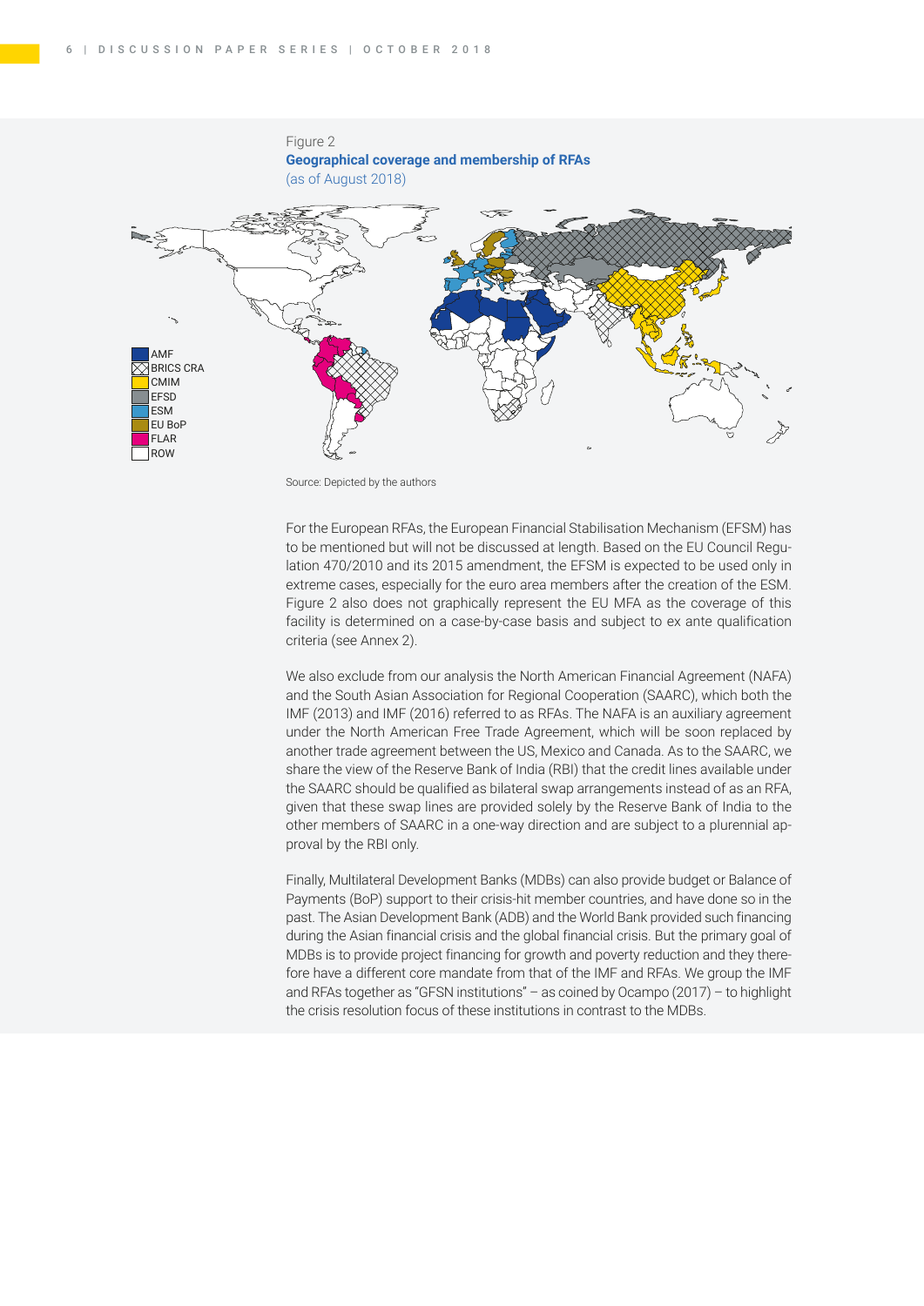Figure 2

**Geographical coverage and membership of RFAs**

(as of August 2018)

AMF
BRICS CRA
CMIM
EFSD
ESM
EU BoP
FLAR
ROW

Source: Depicted by the authors

For the European RFAs, the European Financial Stabilisation Mechanism (EFSM) has to be mentioned but will not be discussed at length. Based on the EU Council Regulation 470/2010 and its 2015 amendment, the EFSM is expected to be used only in extreme cases, especially for the euro area members after the creation of the ESM. Figure 2 also does not graphically represent the EU MFA as the coverage of this facility is determined on a case-by-case basis and subject to ex ante qualification criteria (see Annex 2).

We also exclude from our analysis the North American Financial Agreement (NAFA) and the South Asian Association for Regional Cooperation (SAARC), which both the IMF (2013) and IMF (2016) referred to as RFAs. The NAFA is an auxiliary agreement under the North American Free Trade Agreement, which will be soon replaced by another trade agreement between the US, Mexico and Canada. As to the SAARC, we share the view of the Reserve Bank of India (RBI) that the credit lines available under the SAARC should be qualified as bilateral swap arrangements instead of as an RFA, given that these swap lines are provided solely by the Reserve Bank of India to the other members of SAARC in a one-way direction and are subject to a plurennial approval by the RBI only.

Finally, Multilateral Development Banks (MDBs) can also provide budget or Balance of Payments (BoP) support to their crisis-hit member countries, and have done so in the past. The Asian Development Bank (ADB) and the World Bank provided such financing during the Asian financial crisis and the global financial crisis. But the primary goal of MDBs is to provide project financing for growth and poverty reduction and they therefore have a different core mandate from that of the IMF and RFAs. We group the IMF and RFAs together as "GFSN institutions" – as coined by Ocampo (2017) – to highlight the crisis resolution focus of these institutions in contrast to the MDBs.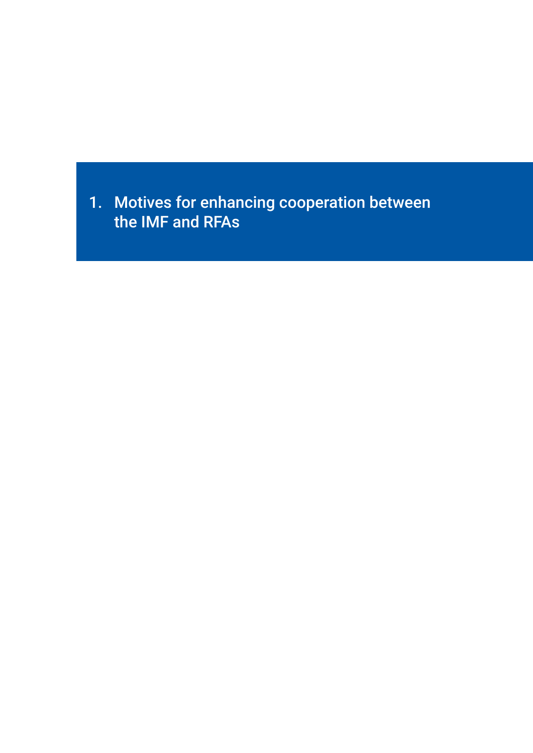# 1. Motives for enhancing cooperation between the IMF and RFAs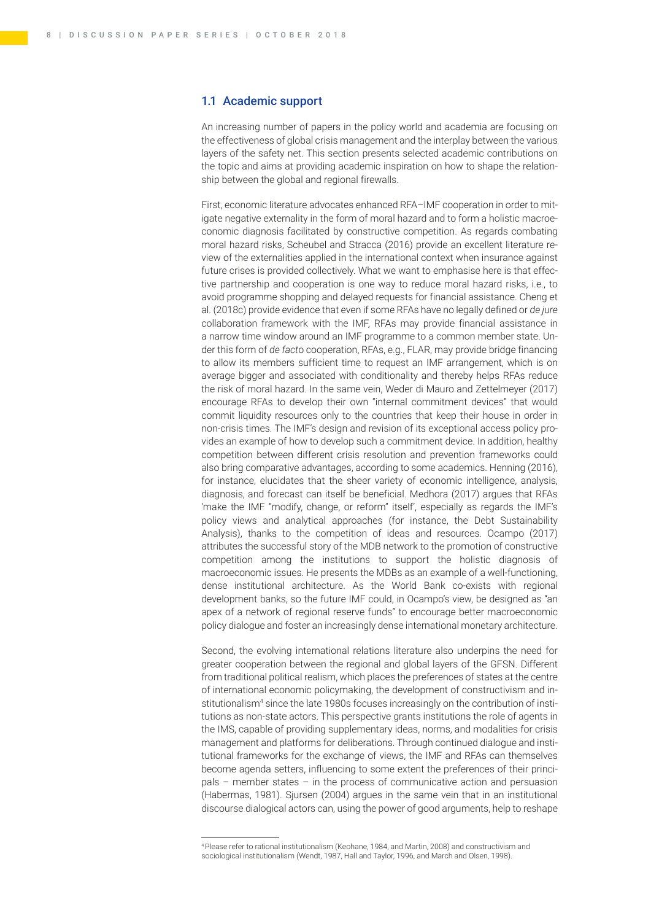### 1.1 Academic support

An increasing number of papers in the policy world and academia are focusing on the effectiveness of global crisis management and the interplay between the various layers of the safety net. This section presents selected academic contributions on the topic and aims at providing academic inspiration on how to shape the relationship between the global and regional firewalls.

First, economic literature advocates enhanced RFA–IMF cooperation in order to mitigate negative externality in the form of moral hazard and to form a holistic macroeconomic diagnosis facilitated by constructive competition. As regards combating moral hazard risks, Scheubel and Stracca (2016) provide an excellent literature review of the externalities applied in the international context when insurance against future crises is provided collectively. What we want to emphasise here is that effective partnership and cooperation is one way to reduce moral hazard risks, i.e., to avoid programme shopping and delayed requests for financial assistance. Cheng et al. (2018c) provide evidence that even if some RFAs have no legally defined or *de jure* collaboration framework with the IMF, RFAs may provide financial assistance in a narrow time window around an IMF programme to a common member state. Under this form of *de facto* cooperation, RFAs, e.g., FLAR, may provide bridge financing to allow its members sufficient time to request an IMF arrangement, which is on average bigger and associated with conditionality and thereby helps RFAs reduce the risk of moral hazard. In the same vein, Weder di Mauro and Zettelmeyer (2017) encourage RFAs to develop their own "internal commitment devices" that would commit liquidity resources only to the countries that keep their house in order in non-crisis times. The IMF's design and revision of its exceptional access policy provides an example of how to develop such a commitment device. In addition, healthy competition between different crisis resolution and prevention frameworks could also bring comparative advantages, according to some academics. Henning (2016), for instance, elucidates that the sheer variety of economic intelligence, analysis, diagnosis, and forecast can itself be beneficial. Medhora (2017) argues that RFAs 'make the IMF "modify, change, or reform" itself', especially as regards the IMF's policy views and analytical approaches (for instance, the Debt Sustainability Analysis), thanks to the competition of ideas and resources. Ocampo (2017) attributes the successful story of the MDB network to the promotion of constructive competition among the institutions to support the holistic diagnosis of macroeconomic issues. He presents the MDBs as an example of a well-functioning, dense institutional architecture. As the World Bank co-exists with regional development banks, so the future IMF could, in Ocampo's view, be designed as "an apex of a network of regional reserve funds" to encourage better macroeconomic policy dialogue and foster an increasingly dense international monetary architecture.

Second, the evolving international relations literature also underpins the need for greater cooperation between the regional and global layers of the GFSN. Different from traditional political realism, which places the preferences of states at the centre of international economic policymaking, the development of constructivism and institutionalism[4] since the late 1980s focuses increasingly on the contribution of institutions as non-state actors. This perspective grants institutions the role of agents in the IMS, capable of providing supplementary ideas, norms, and modalities for crisis management and platforms for deliberations. Through continued dialogue and institutional frameworks for the exchange of views, the IMF and RFAs can themselves become agenda setters, influencing to some extent the preferences of their principals – member states – in the process of communicative action and persuasion (Habermas, 1981). Sjursen (2004) argues in the same vein that in an institutional discourse dialogical actors can, using the power of good arguments, help to reshape

[4] Please refer to rational institutionalism (Keohane, 1984, and Martin, 2008) and constructivism and sociological institutionalism (Wendt, 1987, Hall and Taylor, 1996, and March and Olsen, 1998).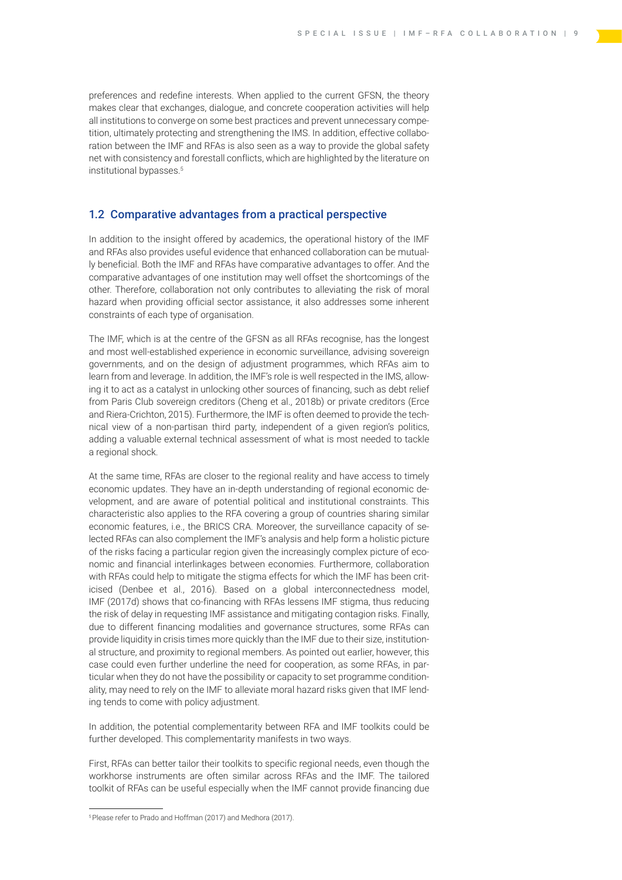preferences and redefine interests. When applied to the current GFSN, the theory makes clear that exchanges, dialogue, and concrete cooperation activities will help all institutions to converge on some best practices and prevent unnecessary competition, ultimately protecting and strengthening the IMS. In addition, effective collaboration between the IMF and RFAs is also seen as a way to provide the global safety net with consistency and forestall conflicts, which are highlighted by the literature on institutional bypasses.[5]

## 1.2 Comparative advantages from a practical perspective

In addition to the insight offered by academics, the operational history of the IMF and RFAs also provides useful evidence that enhanced collaboration can be mutually beneficial. Both the IMF and RFAs have comparative advantages to offer. And the comparative advantages of one institution may well offset the shortcomings of the other. Therefore, collaboration not only contributes to alleviating the risk of moral hazard when providing official sector assistance, it also addresses some inherent constraints of each type of organisation.

The IMF, which is at the centre of the GFSN as all RFAs recognise, has the longest and most well-established experience in economic surveillance, advising sovereign governments, and on the design of adjustment programmes, which RFAs aim to learn from and leverage. In addition, the IMF's role is well respected in the IMS, allowing it to act as a catalyst in unlocking other sources of financing, such as debt relief from Paris Club sovereign creditors (Cheng et al., 2018b) or private creditors (Erce and Riera-Crichton, 2015). Furthermore, the IMF is often deemed to provide the technical view of a non-partisan third party, independent of a given region's politics, adding a valuable external technical assessment of what is most needed to tackle a regional shock.

At the same time, RFAs are closer to the regional reality and have access to timely economic updates. They have an in-depth understanding of regional economic development, and are aware of potential political and institutional constraints. This characteristic also applies to the RFA covering a group of countries sharing similar economic features, i.e., the BRICS CRA. Moreover, the surveillance capacity of selected RFAs can also complement the IMF's analysis and help form a holistic picture of the risks facing a particular region given the increasingly complex picture of economic and financial interlinkages between economies. Furthermore, collaboration with RFAs could help to mitigate the stigma effects for which the IMF has been criticised (Denbee et al., 2016). Based on a global interconnectedness model, IMF (2017d) shows that co-financing with RFAs lessens IMF stigma, thus reducing the risk of delay in requesting IMF assistance and mitigating contagion risks. Finally, due to different financing modalities and governance structures, some RFAs can provide liquidity in crisis times more quickly than the IMF due to their size, institutional structure, and proximity to regional members. As pointed out earlier, however, this case could even further underline the need for cooperation, as some RFAs, in particular when they do not have the possibility or capacity to set programme conditionality, may need to rely on the IMF to alleviate moral hazard risks given that IMF lending tends to come with policy adjustment.

In addition, the potential complementarity between RFA and IMF toolkits could be further developed. This complementarity manifests in two ways.

First, RFAs can better tailor their toolkits to specific regional needs, even though the workhorse instruments are often similar across RFAs and the IMF. The tailored toolkit of RFAs can be useful especially when the IMF cannot provide financing due

[5] Please refer to Prado and Hoffman (2017) and Medhora (2017).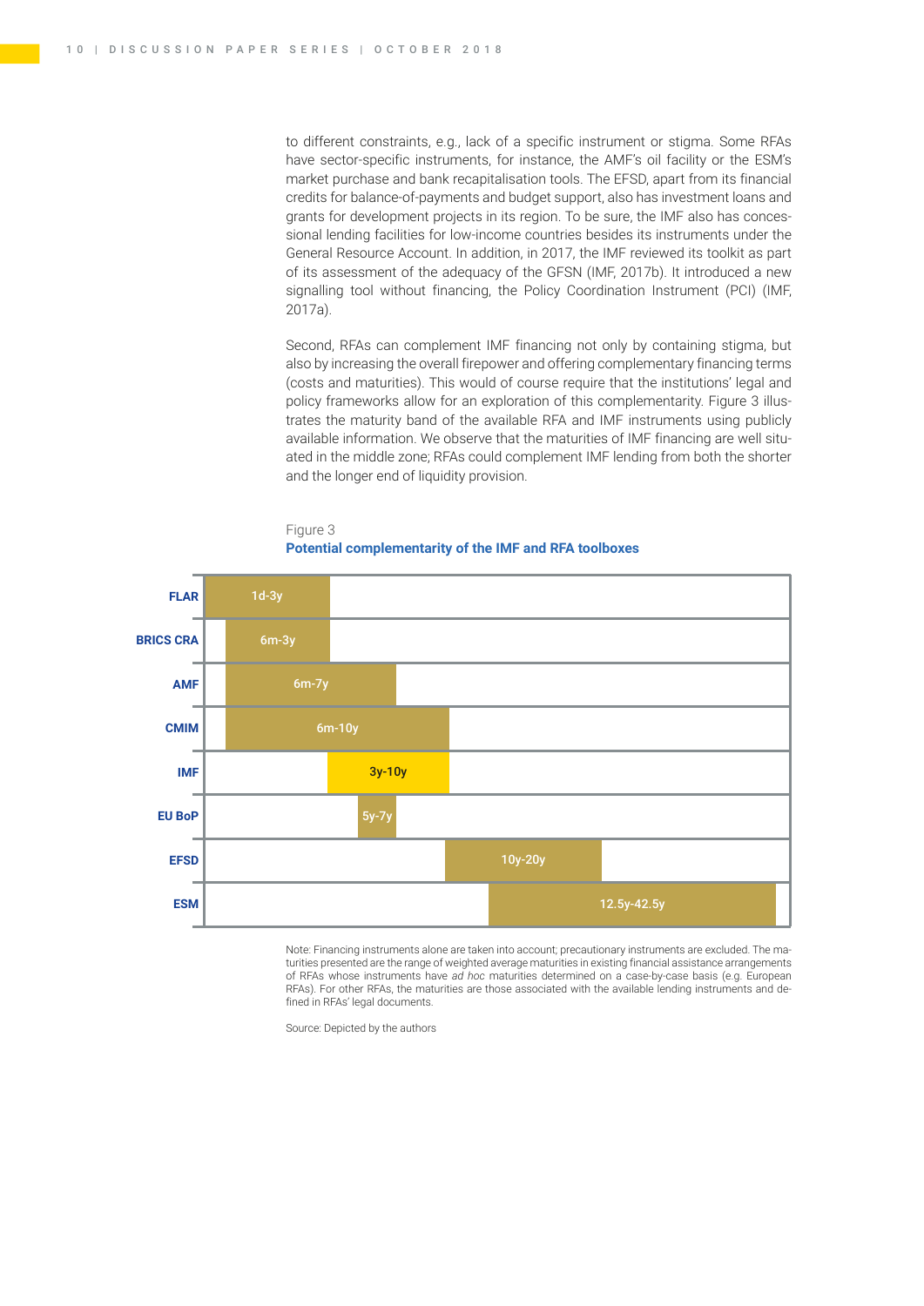to different constraints, e.g., lack of a specific instrument or stigma. Some RFAs have sector-specific instruments, for instance, the AMF's oil facility or the ESM's market purchase and bank recapitalisation tools. The EFSD, apart from its financial credits for balance-of-payments and budget support, also has investment loans and grants for development projects in its region. To be sure, the IMF also has concessional lending facilities for low-income countries besides its instruments under the General Resource Account. In addition, in 2017, the IMF reviewed its toolkit as part of its assessment of the adequacy of the GFSN (IMF, 2017b). It introduced a new signalling tool without financing, the Policy Coordination Instrument (PCI) (IMF, 2017a).

Second, RFAs can complement IMF financing not only by containing stigma, but also by increasing the overall firepower and offering complementary financing terms (costs and maturities). This would of course require that the institutions' legal and policy frameworks allow for an exploration of this complementarity. Figure 3 illustrates the maturity band of the available RFA and IMF instruments using publicly available information. We observe that the maturities of IMF financing are well situated in the middle zone; RFAs could complement IMF lending from both the shorter and the longer end of liquidity provision.

Figure 3

**Potential complementarity of the IMF and RFA toolboxes**

| Institution | Maturity |
|---|---|
| FLAR | 1d-3y |
| BRICS CRA | 6m-3y |
| AMF | 6m-7y |
| CMIM | 6m-10y |
| IMF | 3y-10y |
| EU BoP | 5y-7y |
| EFSD | 10y-20y |
| ESM | 12.5y-42.5y |

Note: Financing instruments alone are taken into account; precautionary instruments are excluded. The maturities presented are the range of weighted average maturities in existing financial assistance arrangements of RFAs whose instruments have *ad hoc* maturities determined on a case-by-case basis (e.g. European RFAs). For other RFAs, the maturities are those associated with the available lending instruments and defined in RFAs' legal documents.

Source: Depicted by the authors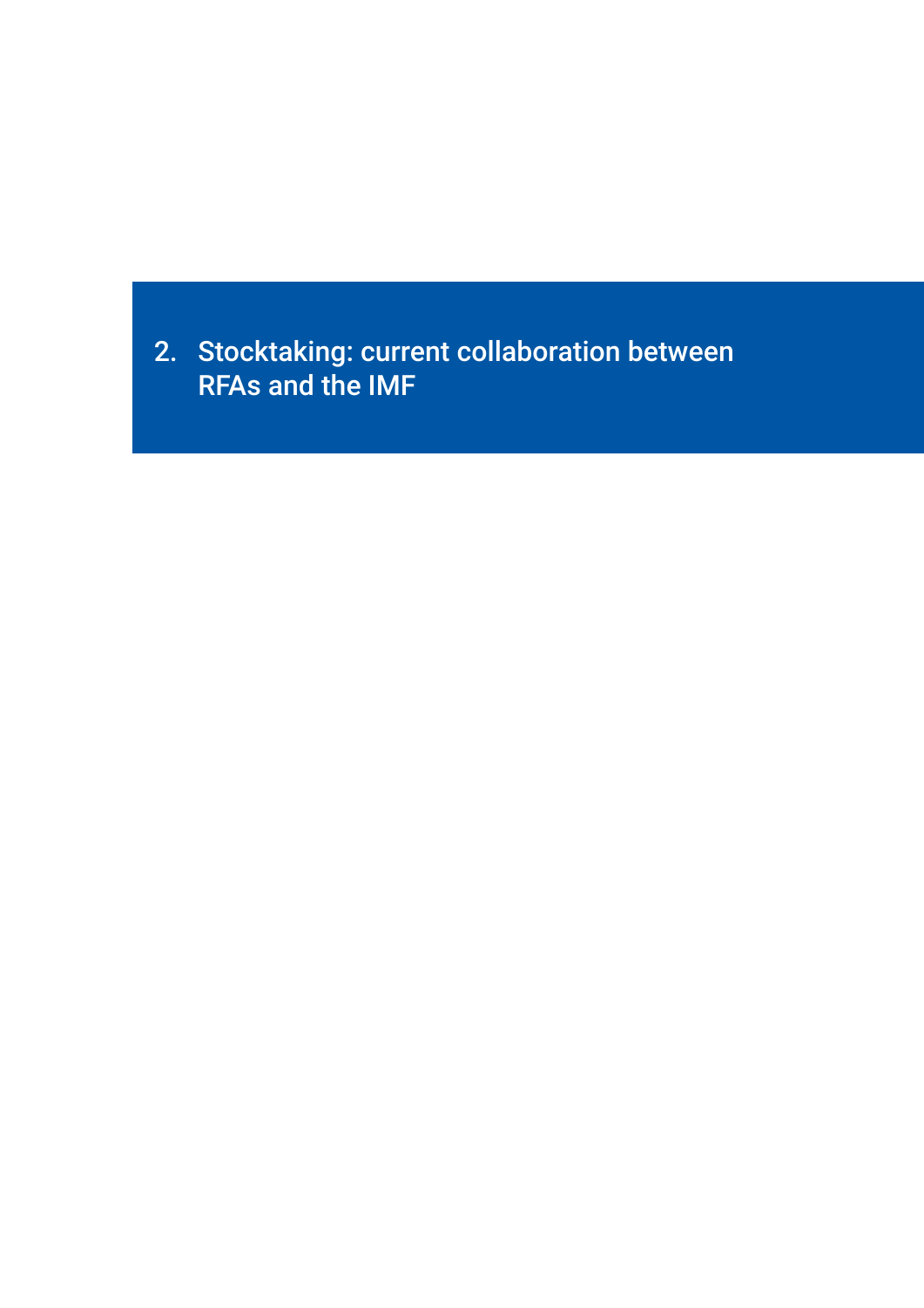# 2. Stocktaking: current collaboration between RFAs and the IMF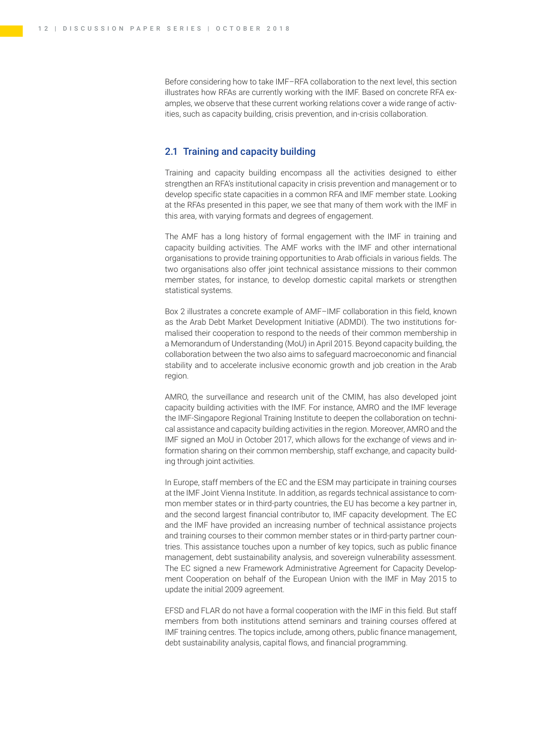Before considering how to take IMF–RFA collaboration to the next level, this section illustrates how RFAs are currently working with the IMF. Based on concrete RFA examples, we observe that these current working relations cover a wide range of activities, such as capacity building, crisis prevention, and in-crisis collaboration.

## 2.1 Training and capacity building

Training and capacity building encompass all the activities designed to either strengthen an RFA's institutional capacity in crisis prevention and management or to develop specific state capacities in a common RFA and IMF member state. Looking at the RFAs presented in this paper, we see that many of them work with the IMF in this area, with varying formats and degrees of engagement.

The AMF has a long history of formal engagement with the IMF in training and capacity building activities. The AMF works with the IMF and other international organisations to provide training opportunities to Arab officials in various fields. The two organisations also offer joint technical assistance missions to their common member states, for instance, to develop domestic capital markets or strengthen statistical systems.

Box 2 illustrates a concrete example of AMF–IMF collaboration in this field, known as the Arab Debt Market Development Initiative (ADMDI). The two institutions formalised their cooperation to respond to the needs of their common membership in a Memorandum of Understanding (MoU) in April 2015. Beyond capacity building, the collaboration between the two also aims to safeguard macroeconomic and financial stability and to accelerate inclusive economic growth and job creation in the Arab region.

AMRO, the surveillance and research unit of the CMIM, has also developed joint capacity building activities with the IMF. For instance, AMRO and the IMF leverage the IMF-Singapore Regional Training Institute to deepen the collaboration on technical assistance and capacity building activities in the region. Moreover, AMRO and the IMF signed an MoU in October 2017, which allows for the exchange of views and information sharing on their common membership, staff exchange, and capacity building through joint activities.

In Europe, staff members of the EC and the ESM may participate in training courses at the IMF Joint Vienna Institute. In addition, as regards technical assistance to common member states or in third-party countries, the EU has become a key partner in, and the second largest financial contributor to, IMF capacity development. The EC and the IMF have provided an increasing number of technical assistance projects and training courses to their common member states or in third-party partner countries. This assistance touches upon a number of key topics, such as public finance management, debt sustainability analysis, and sovereign vulnerability assessment. The EC signed a new Framework Administrative Agreement for Capacity Development Cooperation on behalf of the European Union with the IMF in May 2015 to update the initial 2009 agreement.

EFSD and FLAR do not have a formal cooperation with the IMF in this field. But staff members from both institutions attend seminars and training courses offered at IMF training centres. The topics include, among others, public finance management, debt sustainability analysis, capital flows, and financial programming.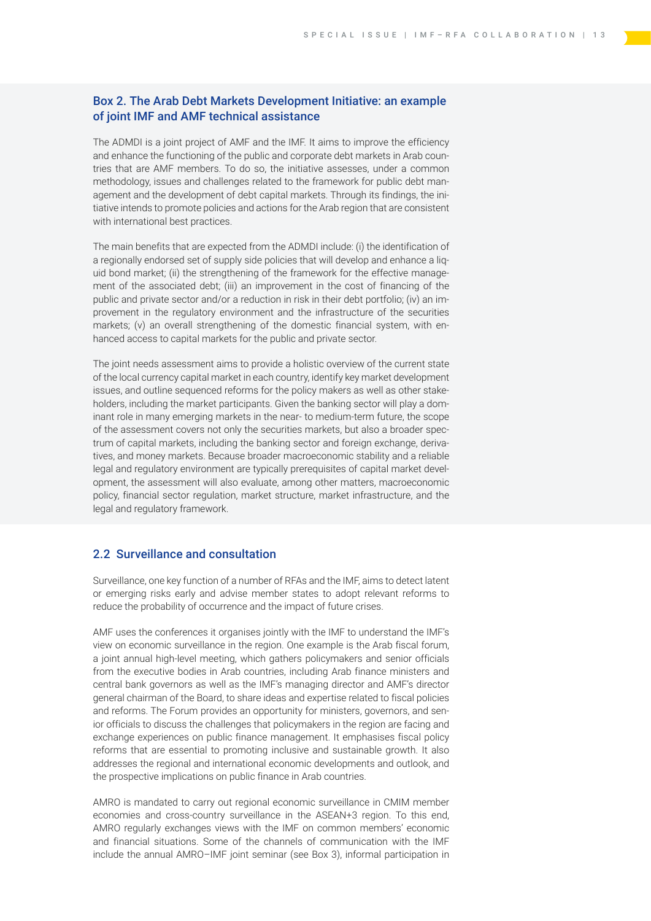### Box 2. The Arab Debt Markets Development Initiative: an example of joint IMF and AMF technical assistance

The ADMDI is a joint project of AMF and the IMF. It aims to improve the efficiency and enhance the functioning of the public and corporate debt markets in Arab countries that are AMF members. To do so, the initiative assesses, under a common methodology, issues and challenges related to the framework for public debt management and the development of debt capital markets. Through its findings, the initiative intends to promote policies and actions for the Arab region that are consistent with international best practices.

The main benefits that are expected from the ADMDI include: (i) the identification of a regionally endorsed set of supply side policies that will develop and enhance a liquid bond market; (ii) the strengthening of the framework for the effective management of the associated debt; (iii) an improvement in the cost of financing of the public and private sector and/or a reduction in risk in their debt portfolio; (iv) an improvement in the regulatory environment and the infrastructure of the securities markets; (v) an overall strengthening of the domestic financial system, with enhanced access to capital markets for the public and private sector.

The joint needs assessment aims to provide a holistic overview of the current state of the local currency capital market in each country, identify key market development issues, and outline sequenced reforms for the policy makers as well as other stakeholders, including the market participants. Given the banking sector will play a dominant role in many emerging markets in the near- to medium-term future, the scope of the assessment covers not only the securities markets, but also a broader spectrum of capital markets, including the banking sector and foreign exchange, derivatives, and money markets. Because broader macroeconomic stability and a reliable legal and regulatory environment are typically prerequisites of capital market development, the assessment will also evaluate, among other matters, macroeconomic policy, financial sector regulation, market structure, market infrastructure, and the legal and regulatory framework.

## 2.2 Surveillance and consultation

Surveillance, one key function of a number of RFAs and the IMF, aims to detect latent or emerging risks early and advise member states to adopt relevant reforms to reduce the probability of occurrence and the impact of future crises.

AMF uses the conferences it organises jointly with the IMF to understand the IMF's view on economic surveillance in the region. One example is the Arab fiscal forum, a joint annual high-level meeting, which gathers policymakers and senior officials from the executive bodies in Arab countries, including Arab finance ministers and central bank governors as well as the IMF's managing director and AMF's director general chairman of the Board, to share ideas and expertise related to fiscal policies and reforms. The Forum provides an opportunity for ministers, governors, and senior officials to discuss the challenges that policymakers in the region are facing and exchange experiences on public finance management. It emphasises fiscal policy reforms that are essential to promoting inclusive and sustainable growth. It also addresses the regional and international economic developments and outlook, and the prospective implications on public finance in Arab countries.

AMRO is mandated to carry out regional economic surveillance in CMIM member economies and cross-country surveillance in the ASEAN+3 region. To this end, AMRO regularly exchanges views with the IMF on common members' economic and financial situations. Some of the channels of communication with the IMF include the annual AMRO–IMF joint seminar (see Box 3), informal participation in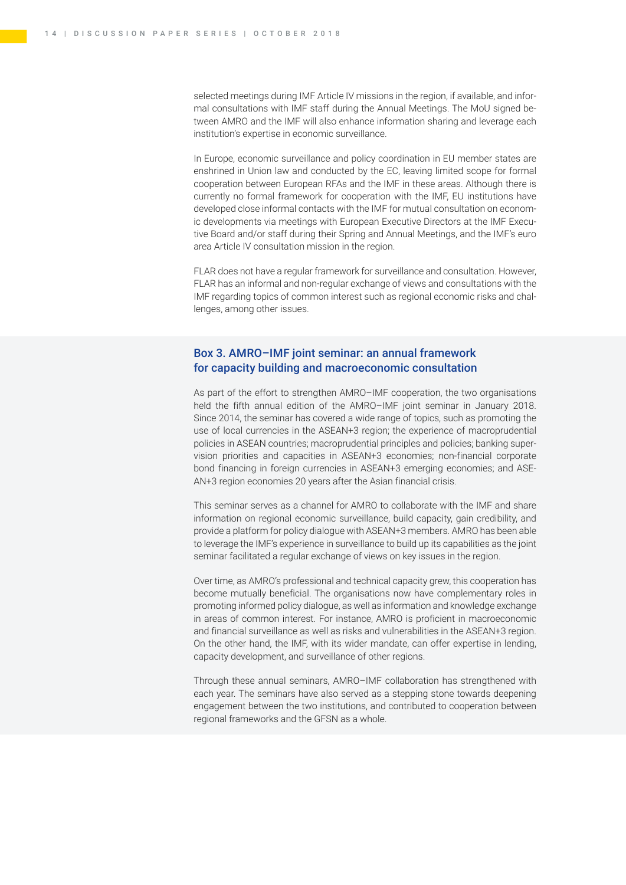selected meetings during IMF Article IV missions in the region, if available, and informal consultations with IMF staff during the Annual Meetings. The MoU signed between AMRO and the IMF will also enhance information sharing and leverage each institution's expertise in economic surveillance.

In Europe, economic surveillance and policy coordination in EU member states are enshrined in Union law and conducted by the EC, leaving limited scope for formal cooperation between European RFAs and the IMF in these areas. Although there is currently no formal framework for cooperation with the IMF, EU institutions have developed close informal contacts with the IMF for mutual consultation on economic developments via meetings with European Executive Directors at the IMF Executive Board and/or staff during their Spring and Annual Meetings, and the IMF's euro area Article IV consultation mission in the region.

FLAR does not have a regular framework for surveillance and consultation. However, FLAR has an informal and non-regular exchange of views and consultations with the IMF regarding topics of common interest such as regional economic risks and challenges, among other issues.

### Box 3. AMRO–IMF joint seminar: an annual framework for capacity building and macroeconomic consultation

As part of the effort to strengthen AMRO–IMF cooperation, the two organisations held the fifth annual edition of the AMRO–IMF joint seminar in January 2018. Since 2014, the seminar has covered a wide range of topics, such as promoting the use of local currencies in the ASEAN+3 region; the experience of macroprudential policies in ASEAN countries; macroprudential principles and policies; banking supervision priorities and capacities in ASEAN+3 economies; non-financial corporate bond financing in foreign currencies in ASEAN+3 emerging economies; and ASEAN+3 region economies 20 years after the Asian financial crisis.

This seminar serves as a channel for AMRO to collaborate with the IMF and share information on regional economic surveillance, build capacity, gain credibility, and provide a platform for policy dialogue with ASEAN+3 members. AMRO has been able to leverage the IMF's experience in surveillance to build up its capabilities as the joint seminar facilitated a regular exchange of views on key issues in the region.

Over time, as AMRO's professional and technical capacity grew, this cooperation has become mutually beneficial. The organisations now have complementary roles in promoting informed policy dialogue, as well as information and knowledge exchange in areas of common interest. For instance, AMRO is proficient in macroeconomic and financial surveillance as well as risks and vulnerabilities in the ASEAN+3 region. On the other hand, the IMF, with its wider mandate, can offer expertise in lending, capacity development, and surveillance of other regions.

Through these annual seminars, AMRO–IMF collaboration has strengthened with each year. The seminars have also served as a stepping stone towards deepening engagement between the two institutions, and contributed to cooperation between regional frameworks and the GFSN as a whole.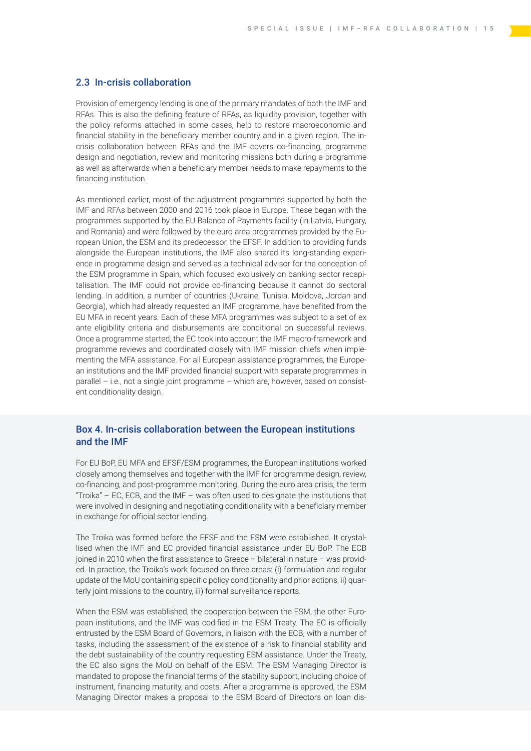### 2.3 In-crisis collaboration

Provision of emergency lending is one of the primary mandates of both the IMF and RFAs. This is also the defining feature of RFAs, as liquidity provision, together with the policy reforms attached in some cases, help to restore macroeconomic and financial stability in the beneficiary member country and in a given region. The in-crisis collaboration between RFAs and the IMF covers co-financing, programme design and negotiation, review and monitoring missions both during a programme as well as afterwards when a beneficiary member needs to make repayments to the financing institution.

As mentioned earlier, most of the adjustment programmes supported by both the IMF and RFAs between 2000 and 2016 took place in Europe. These began with the programmes supported by the EU Balance of Payments facility (in Latvia, Hungary, and Romania) and were followed by the euro area programmes provided by the European Union, the ESM and its predecessor, the EFSF. In addition to providing funds alongside the European institutions, the IMF also shared its long-standing experience in programme design and served as a technical advisor for the conception of the ESM programme in Spain, which focused exclusively on banking sector recapitalisation. The IMF could not provide co-financing because it cannot do sectoral lending. In addition, a number of countries (Ukraine, Tunisia, Moldova, Jordan and Georgia), which had already requested an IMF programme, have benefited from the EU MFA in recent years. Each of these MFA programmes was subject to a set of ex ante eligibility criteria and disbursements are conditional on successful reviews. Once a programme started, the EC took into account the IMF macro-framework and programme reviews and coordinated closely with IMF mission chiefs when implementing the MFA assistance. For all European assistance programmes, the European institutions and the IMF provided financial support with separate programmes in parallel – i.e., not a single joint programme – which are, however, based on consistent conditionality design.

#### Box 4. In-crisis collaboration between the European institutions and the IMF

For EU BoP, EU MFA and EFSF/ESM programmes, the European institutions worked closely among themselves and together with the IMF for programme design, review, co-financing, and post-programme monitoring. During the euro area crisis, the term "Troika" – EC, ECB, and the IMF – was often used to designate the institutions that were involved in designing and negotiating conditionality with a beneficiary member in exchange for official sector lending.

The Troika was formed before the EFSF and the ESM were established. It crystallised when the IMF and EC provided financial assistance under EU BoP. The ECB joined in 2010 when the first assistance to Greece – bilateral in nature – was provided. In practice, the Troika's work focused on three areas: (i) formulation and regular update of the MoU containing specific policy conditionality and prior actions, ii) quarterly joint missions to the country, iii) formal surveillance reports.

When the ESM was established, the cooperation between the ESM, the other European institutions, and the IMF was codified in the ESM Treaty. The EC is officially entrusted by the ESM Board of Governors, in liaison with the ECB, with a number of tasks, including the assessment of the existence of a risk to financial stability and the debt sustainability of the country requesting ESM assistance. Under the Treaty, the EC also signs the MoU on behalf of the ESM. The ESM Managing Director is mandated to propose the financial terms of the stability support, including choice of instrument, financing maturity, and costs. After a programme is approved, the ESM Managing Director makes a proposal to the ESM Board of Directors on loan dis-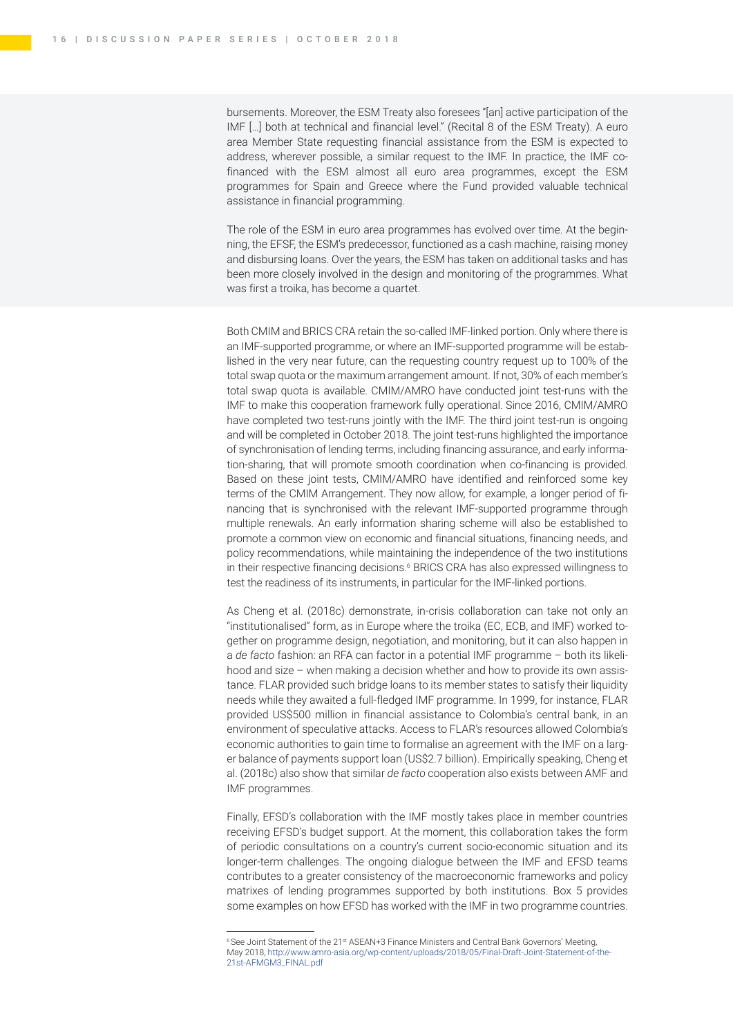bursements. Moreover, the ESM Treaty also foresees "[an] active participation of the IMF […] both at technical and financial level." (Recital 8 of the ESM Treaty). A euro area Member State requesting financial assistance from the ESM is expected to address, wherever possible, a similar request to the IMF. In practice, the IMF co-financed with the ESM almost all euro area programmes, except the ESM programmes for Spain and Greece where the Fund provided valuable technical assistance in financial programming.

The role of the ESM in euro area programmes has evolved over time. At the beginning, the EFSF, the ESM's predecessor, functioned as a cash machine, raising money and disbursing loans. Over the years, the ESM has taken on additional tasks and has been more closely involved in the design and monitoring of the programmes. What was first a troika, has become a quartet.

Both CMIM and BRICS CRA retain the so-called IMF-linked portion. Only where there is an IMF-supported programme, or where an IMF-supported programme will be established in the very near future, can the requesting country request up to 100% of the total swap quota or the maximum arrangement amount. If not, 30% of each member's total swap quota is available. CMIM/AMRO have conducted joint test-runs with the IMF to make this cooperation framework fully operational. Since 2016, CMIM/AMRO have completed two test-runs jointly with the IMF. The third joint test-run is ongoing and will be completed in October 2018. The joint test-runs highlighted the importance of synchronisation of lending terms, including financing assurance, and early information-sharing, that will promote smooth coordination when co-financing is provided. Based on these joint tests, CMIM/AMRO have identified and reinforced some key terms of the CMIM Arrangement. They now allow, for example, a longer period of financing that is synchronised with the relevant IMF-supported programme through multiple renewals. An early information sharing scheme will also be established to promote a common view on economic and financial situations, financing needs, and policy recommendations, while maintaining the independence of the two institutions in their respective financing decisions.[6] BRICS CRA has also expressed willingness to test the readiness of its instruments, in particular for the IMF-linked portions.

As Cheng et al. (2018c) demonstrate, in-crisis collaboration can take not only an "institutionalised" form, as in Europe where the troika (EC, ECB, and IMF) worked together on programme design, negotiation, and monitoring, but it can also happen in a *de facto* fashion: an RFA can factor in a potential IMF programme – both its likelihood and size – when making a decision whether and how to provide its own assistance. FLAR provided such bridge loans to its member states to satisfy their liquidity needs while they awaited a full-fledged IMF programme. In 1999, for instance, FLAR provided US$500 million in financial assistance to Colombia's central bank, in an environment of speculative attacks. Access to FLAR's resources allowed Colombia's economic authorities to gain time to formalise an agreement with the IMF on a larger balance of payments support loan (US$2.7 billion). Empirically speaking, Cheng et al. (2018c) also show that similar *de facto* cooperation also exists between AMF and IMF programmes.

Finally, EFSD's collaboration with the IMF mostly takes place in member countries receiving EFSD's budget support. At the moment, this collaboration takes the form of periodic consultations on a country's current socio-economic situation and its longer-term challenges. The ongoing dialogue between the IMF and EFSD teams contributes to a greater consistency of the macroeconomic frameworks and policy matrixes of lending programmes supported by both institutions. Box 5 provides some examples on how EFSD has worked with the IMF in two programme countries.

[6] See Joint Statement of the 21st ASEAN+3 Finance Ministers and Central Bank Governors' Meeting, May 2018, http://www.amro-asia.org/wp-content/uploads/2018/05/Final-Draft-Joint-Statement-of-the-21st-AFMGM3_FINAL.pdf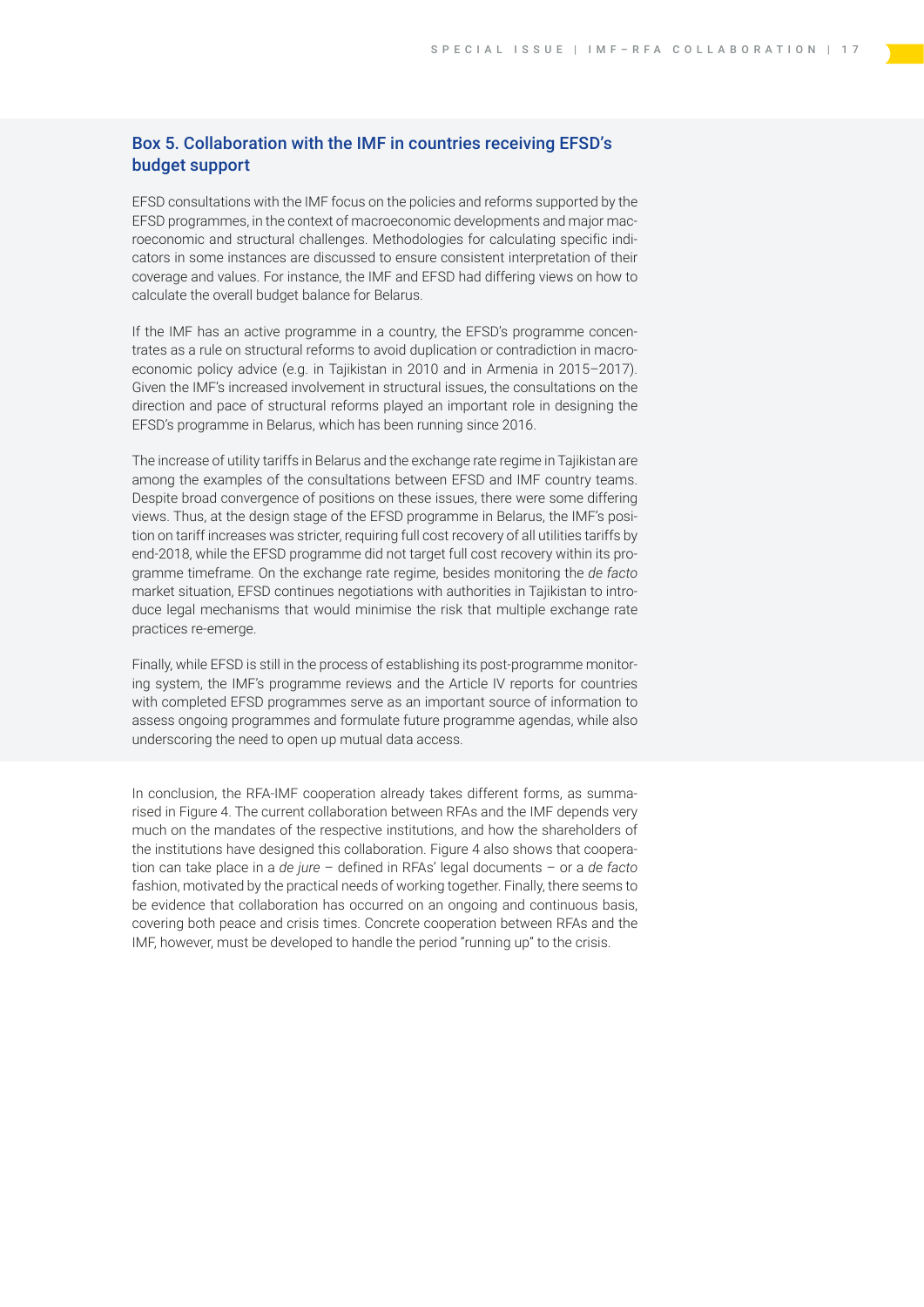### Box 5. Collaboration with the IMF in countries receiving EFSD's budget support

EFSD consultations with the IMF focus on the policies and reforms supported by the EFSD programmes, in the context of macroeconomic developments and major macroeconomic and structural challenges. Methodologies for calculating specific indicators in some instances are discussed to ensure consistent interpretation of their coverage and values. For instance, the IMF and EFSD had differing views on how to calculate the overall budget balance for Belarus.

If the IMF has an active programme in a country, the EFSD's programme concentrates as a rule on structural reforms to avoid duplication or contradiction in macroeconomic policy advice (e.g. in Tajikistan in 2010 and in Armenia in 2015–2017). Given the IMF's increased involvement in structural issues, the consultations on the direction and pace of structural reforms played an important role in designing the EFSD's programme in Belarus, which has been running since 2016.

The increase of utility tariffs in Belarus and the exchange rate regime in Tajikistan are among the examples of the consultations between EFSD and IMF country teams. Despite broad convergence of positions on these issues, there were some differing views. Thus, at the design stage of the EFSD programme in Belarus, the IMF's position on tariff increases was stricter, requiring full cost recovery of all utilities tariffs by end-2018, while the EFSD programme did not target full cost recovery within its programme timeframe. On the exchange rate regime, besides monitoring the *de facto* market situation, EFSD continues negotiations with authorities in Tajikistan to introduce legal mechanisms that would minimise the risk that multiple exchange rate practices re-emerge.

Finally, while EFSD is still in the process of establishing its post-programme monitoring system, the IMF's programme reviews and the Article IV reports for countries with completed EFSD programmes serve as an important source of information to assess ongoing programmes and formulate future programme agendas, while also underscoring the need to open up mutual data access.

In conclusion, the RFA-IMF cooperation already takes different forms, as summarised in Figure 4. The current collaboration between RFAs and the IMF depends very much on the mandates of the respective institutions, and how the shareholders of the institutions have designed this collaboration. Figure 4 also shows that cooperation can take place in a *de jure* – defined in RFAs' legal documents – or a *de facto* fashion, motivated by the practical needs of working together. Finally, there seems to be evidence that collaboration has occurred on an ongoing and continuous basis, covering both peace and crisis times. Concrete cooperation between RFAs and the IMF, however, must be developed to handle the period "running up" to the crisis.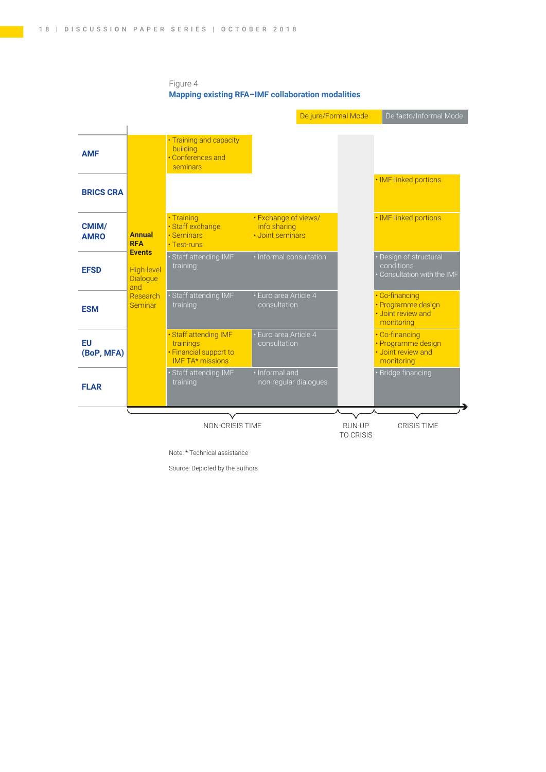Figure 4

**Mapping existing RFA–IMF collaboration modalities**

Legend: De jure/Formal Mode | De facto/Informal Mode

| | | NON-CRISIS TIME | | RUN-UP TO CRISIS | CRISIS TIME |
|---|---|---|---|---|---|
| **AMF** | **Annual RFA Events** High-level Dialogue and Research Seminar | • Training and capacity building • Conferences and seminars | | | |
| **BRICS CRA** | | | | | • IMF-linked portions |
| **CMIM/ AMRO** | | • Training • Staff exchange • Seminars • Test-runs | • Exchange of views/ info sharing • Joint seminars | | • IMF-linked portions |
| **EFSD** | | • Staff attending IMF training | • Informal consultation | | • Design of structural conditions • Consultation with the IMF |
| **ESM** | | • Staff attending IMF training | • Euro area Article 4 consultation | | • Co-financing • Programme design • Joint review and monitoring |
| **EU (BoP, MFA)** | | • Staff attending IMF trainings • Financial support to IMF TA* missions | • Euro area Article 4 consultation | | • Co-financing • Programme design • Joint review and monitoring |
| **FLAR** | | • Staff attending IMF training | • Informal and non-regular dialogues | | • Bridge financing |

Note: * Technical assistance

Source: Depicted by the authors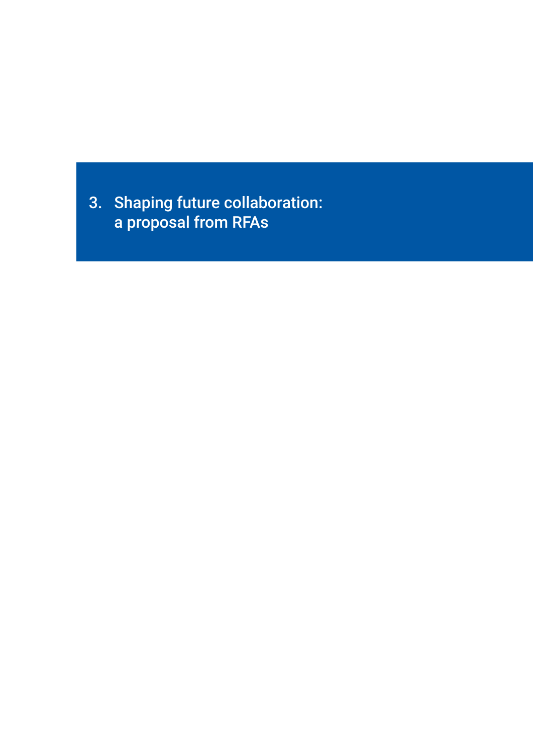# 3. Shaping future collaboration: a proposal from RFAs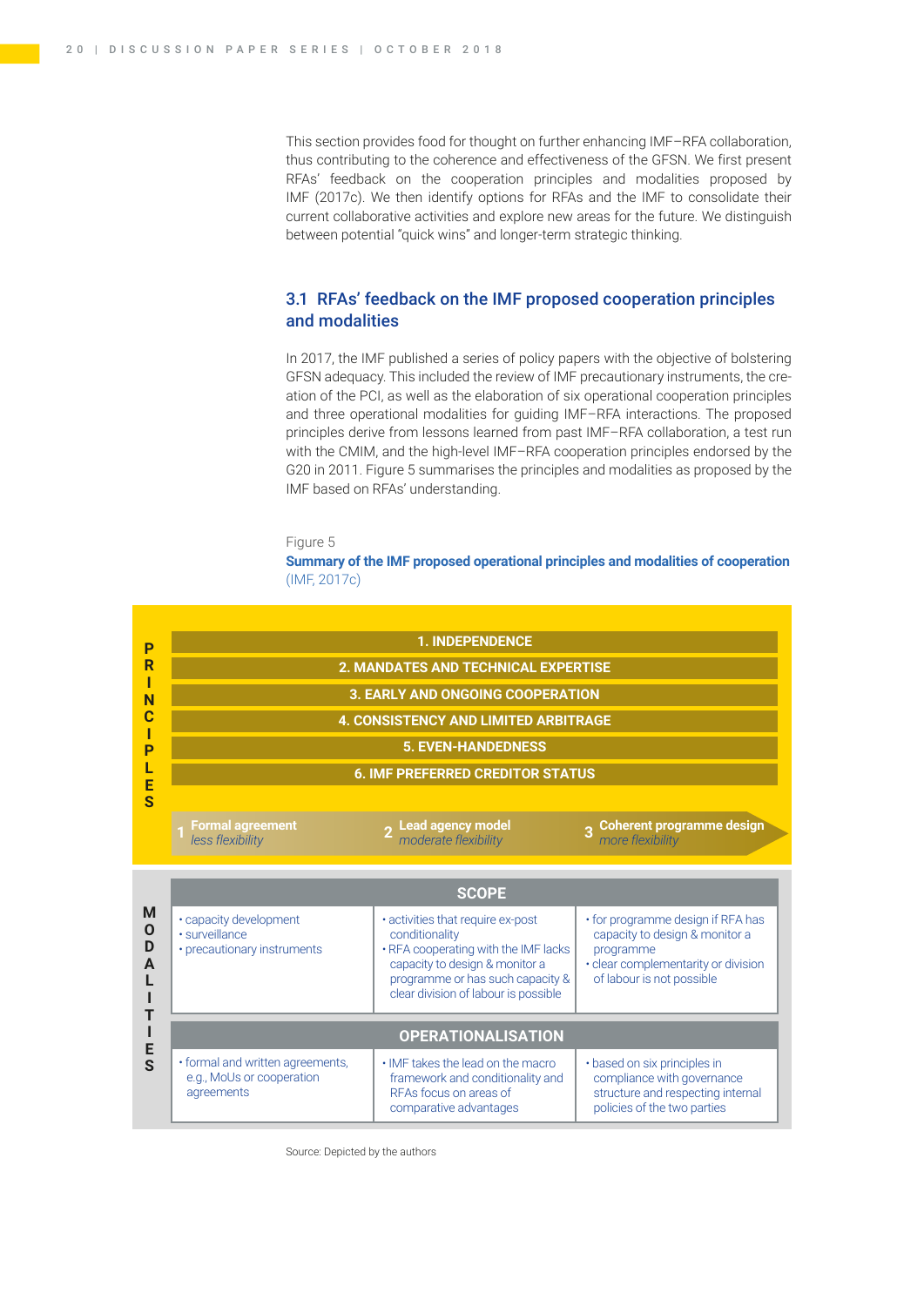This section provides food for thought on further enhancing IMF–RFA collaboration, thus contributing to the coherence and effectiveness of the GFSN. We first present RFAs' feedback on the cooperation principles and modalities proposed by IMF (2017c). We then identify options for RFAs and the IMF to consolidate their current collaborative activities and explore new areas for the future. We distinguish between potential "quick wins" and longer-term strategic thinking.

## 3.1 RFAs' feedback on the IMF proposed cooperation principles and modalities

In 2017, the IMF published a series of policy papers with the objective of bolstering GFSN adequacy. This included the review of IMF precautionary instruments, the creation of the PCI, as well as the elaboration of six operational cooperation principles and three operational modalities for guiding IMF–RFA interactions. The proposed principles derive from lessons learned from past IMF–RFA collaboration, a test run with the CMIM, and the high-level IMF–RFA cooperation principles endorsed by the G20 in 2011. Figure 5 summarises the principles and modalities as proposed by the IMF based on RFAs' understanding.

Figure 5
**Summary of the IMF proposed operational principles and modalities of cooperation** (IMF, 2017c)

**PRINCIPLES**

1. INDEPENDENCE
2. MANDATES AND TECHNICAL EXPERTISE
3. EARLY AND ONGOING COOPERATION
4. CONSISTENCY AND LIMITED ARBITRAGE
5. EVEN-HANDEDNESS
6. IMF PREFERRED CREDITOR STATUS

**MODALITIES**

| | 1 Formal agreement *less flexibility* | 2 Lead agency model *moderate flexibility* | 3 Coherent programme design *more flexibility* |
|---|---|---|---|
| **SCOPE** | • capacity development<br>• surveillance<br>• precautionary instruments | • activities that require ex-post conditionality<br>• RFA cooperating with the IMF lacks capacity to design & monitor a programme or has such capacity & clear division of labour is possible | • for programme design if RFA has capacity to design & monitor a programme<br>• clear complementarity or division of labour is not possible |
| **OPERATIONALISATION** | • formal and written agreements, e.g., MoUs or cooperation agreements | • IMF takes the lead on the macro framework and conditionality and RFAs focus on areas of comparative advantages | • based on six principles in compliance with governance structure and respecting internal policies of the two parties |

Source: Depicted by the authors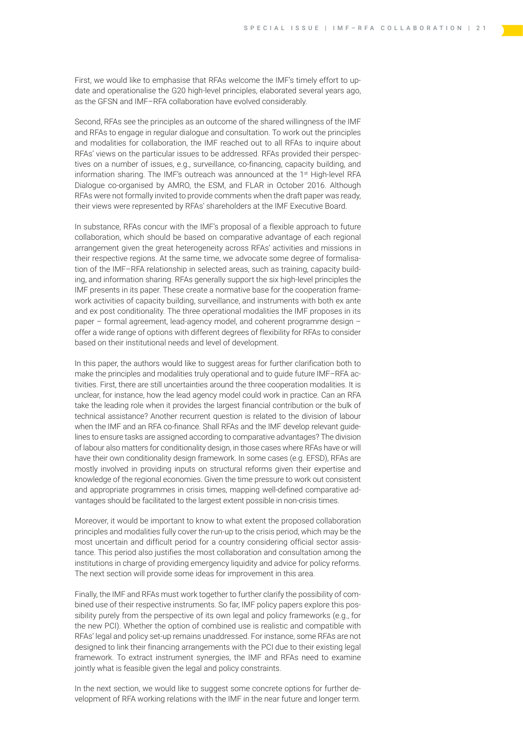First, we would like to emphasise that RFAs welcome the IMF's timely effort to update and operationalise the G20 high-level principles, elaborated several years ago, as the GFSN and IMF–RFA collaboration have evolved considerably.

Second, RFAs see the principles as an outcome of the shared willingness of the IMF and RFAs to engage in regular dialogue and consultation. To work out the principles and modalities for collaboration, the IMF reached out to all RFAs to inquire about RFAs' views on the particular issues to be addressed. RFAs provided their perspectives on a number of issues, e.g., surveillance, co-financing, capacity building, and information sharing. The IMF's outreach was announced at the 1st High-level RFA Dialogue co-organised by AMRO, the ESM, and FLAR in October 2016. Although RFAs were not formally invited to provide comments when the draft paper was ready, their views were represented by RFAs' shareholders at the IMF Executive Board.

In substance, RFAs concur with the IMF's proposal of a flexible approach to future collaboration, which should be based on comparative advantage of each regional arrangement given the great heterogeneity across RFAs' activities and missions in their respective regions. At the same time, we advocate some degree of formalisation of the IMF–RFA relationship in selected areas, such as training, capacity building, and information sharing. RFAs generally support the six high-level principles the IMF presents in its paper. These create a normative base for the cooperation framework activities of capacity building, surveillance, and instruments with both ex ante and ex post conditionality. The three operational modalities the IMF proposes in its paper – formal agreement, lead-agency model, and coherent programme design – offer a wide range of options with different degrees of flexibility for RFAs to consider based on their institutional needs and level of development.

In this paper, the authors would like to suggest areas for further clarification both to make the principles and modalities truly operational and to guide future IMF–RFA activities. First, there are still uncertainties around the three cooperation modalities. It is unclear, for instance, how the lead agency model could work in practice. Can an RFA take the leading role when it provides the largest financial contribution or the bulk of technical assistance? Another recurrent question is related to the division of labour when the IMF and an RFA co-finance. Shall RFAs and the IMF develop relevant guidelines to ensure tasks are assigned according to comparative advantages? The division of labour also matters for conditionality design, in those cases where RFAs have or will have their own conditionality design framework. In some cases (e.g. EFSD), RFAs are mostly involved in providing inputs on structural reforms given their expertise and knowledge of the regional economies. Given the time pressure to work out consistent and appropriate programmes in crisis times, mapping well-defined comparative advantages should be facilitated to the largest extent possible in non-crisis times.

Moreover, it would be important to know to what extent the proposed collaboration principles and modalities fully cover the run-up to the crisis period, which may be the most uncertain and difficult period for a country considering official sector assistance. This period also justifies the most collaboration and consultation among the institutions in charge of providing emergency liquidity and advice for policy reforms. The next section will provide some ideas for improvement in this area.

Finally, the IMF and RFAs must work together to further clarify the possibility of combined use of their respective instruments. So far, IMF policy papers explore this possibility purely from the perspective of its own legal and policy frameworks (e.g., for the new PCI). Whether the option of combined use is realistic and compatible with RFAs' legal and policy set-up remains unaddressed. For instance, some RFAs are not designed to link their financing arrangements with the PCI due to their existing legal framework. To extract instrument synergies, the IMF and RFAs need to examine jointly what is feasible given the legal and policy constraints.

In the next section, we would like to suggest some concrete options for further development of RFA working relations with the IMF in the near future and longer term.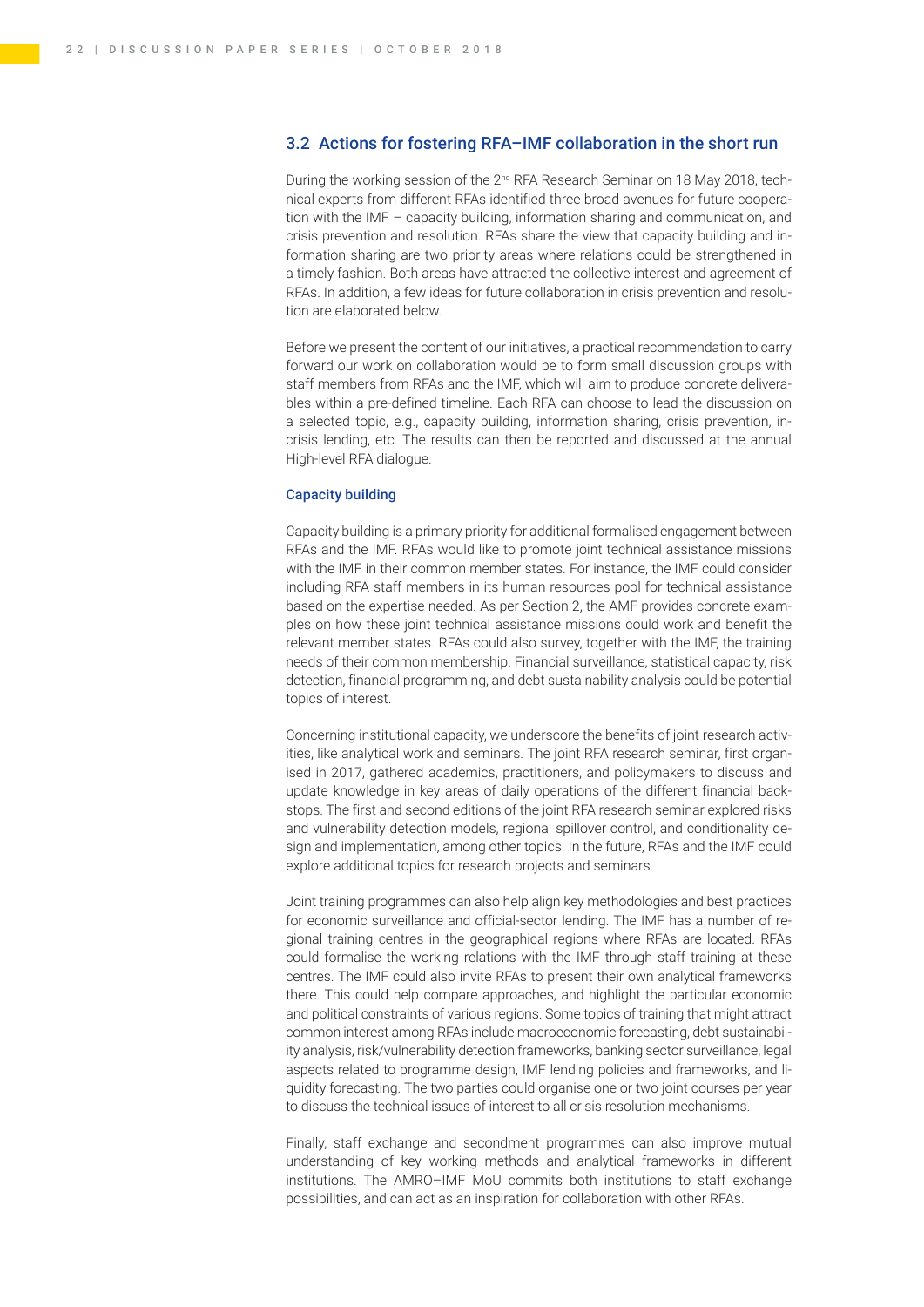## 3.2 Actions for fostering RFA–IMF collaboration in the short run

During the working session of the 2nd RFA Research Seminar on 18 May 2018, technical experts from different RFAs identified three broad avenues for future cooperation with the IMF – capacity building, information sharing and communication, and crisis prevention and resolution. RFAs share the view that capacity building and information sharing are two priority areas where relations could be strengthened in a timely fashion. Both areas have attracted the collective interest and agreement of RFAs. In addition, a few ideas for future collaboration in crisis prevention and resolution are elaborated below.

Before we present the content of our initiatives, a practical recommendation to carry forward our work on collaboration would be to form small discussion groups with staff members from RFAs and the IMF, which will aim to produce concrete deliverables within a pre-defined timeline. Each RFA can choose to lead the discussion on a selected topic, e.g., capacity building, information sharing, crisis prevention, in-crisis lending, etc. The results can then be reported and discussed at the annual High-level RFA dialogue.

### Capacity building

Capacity building is a primary priority for additional formalised engagement between RFAs and the IMF. RFAs would like to promote joint technical assistance missions with the IMF in their common member states. For instance, the IMF could consider including RFA staff members in its human resources pool for technical assistance based on the expertise needed. As per Section 2, the AMF provides concrete examples on how these joint technical assistance missions could work and benefit the relevant member states. RFAs could also survey, together with the IMF, the training needs of their common membership. Financial surveillance, statistical capacity, risk detection, financial programming, and debt sustainability analysis could be potential topics of interest.

Concerning institutional capacity, we underscore the benefits of joint research activities, like analytical work and seminars. The joint RFA research seminar, first organised in 2017, gathered academics, practitioners, and policymakers to discuss and update knowledge in key areas of daily operations of the different financial backstops. The first and second editions of the joint RFA research seminar explored risks and vulnerability detection models, regional spillover control, and conditionality design and implementation, among other topics. In the future, RFAs and the IMF could explore additional topics for research projects and seminars.

Joint training programmes can also help align key methodologies and best practices for economic surveillance and official-sector lending. The IMF has a number of regional training centres in the geographical regions where RFAs are located. RFAs could formalise the working relations with the IMF through staff training at these centres. The IMF could also invite RFAs to present their own analytical frameworks there. This could help compare approaches, and highlight the particular economic and political constraints of various regions. Some topics of training that might attract common interest among RFAs include macroeconomic forecasting, debt sustainability analysis, risk/vulnerability detection frameworks, banking sector surveillance, legal aspects related to programme design, IMF lending policies and frameworks, and liquidity forecasting. The two parties could organise one or two joint courses per year to discuss the technical issues of interest to all crisis resolution mechanisms.

Finally, staff exchange and secondment programmes can also improve mutual understanding of key working methods and analytical frameworks in different institutions. The AMRO–IMF MoU commits both institutions to staff exchange possibilities, and can act as an inspiration for collaboration with other RFAs.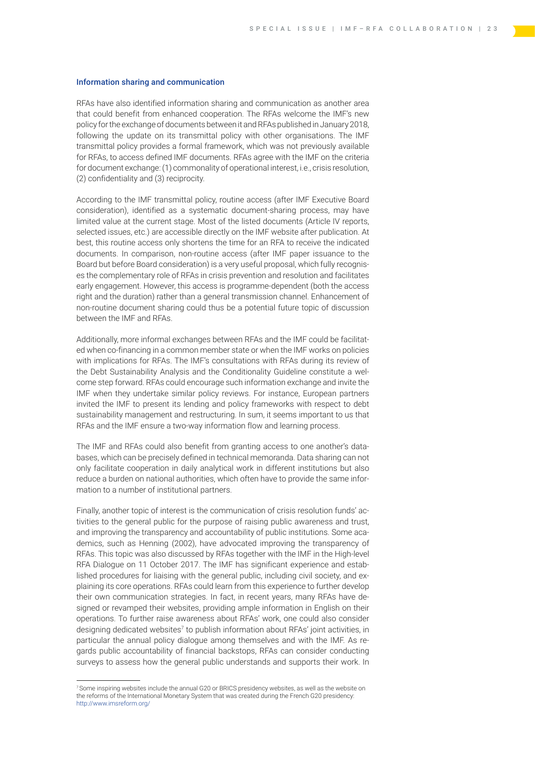### Information sharing and communication

RFAs have also identified information sharing and communication as another area that could benefit from enhanced cooperation. The RFAs welcome the IMF's new policy for the exchange of documents between it and RFAs published in January 2018, following the update on its transmittal policy with other organisations. The IMF transmittal policy provides a formal framework, which was not previously available for RFAs, to access defined IMF documents. RFAs agree with the IMF on the criteria for document exchange: (1) commonality of operational interest, i.e., crisis resolution, (2) confidentiality and (3) reciprocity.

According to the IMF transmittal policy, routine access (after IMF Executive Board consideration), identified as a systematic document-sharing process, may have limited value at the current stage. Most of the listed documents (Article IV reports, selected issues, etc.) are accessible directly on the IMF website after publication. At best, this routine access only shortens the time for an RFA to receive the indicated documents. In comparison, non-routine access (after IMF paper issuance to the Board but before Board consideration) is a very useful proposal, which fully recognises the complementary role of RFAs in crisis prevention and resolution and facilitates early engagement. However, this access is programme-dependent (both the access right and the duration) rather than a general transmission channel. Enhancement of non-routine document sharing could thus be a potential future topic of discussion between the IMF and RFAs.

Additionally, more informal exchanges between RFAs and the IMF could be facilitated when co-financing in a common member state or when the IMF works on policies with implications for RFAs. The IMF's consultations with RFAs during its review of the Debt Sustainability Analysis and the Conditionality Guideline constitute a welcome step forward. RFAs could encourage such information exchange and invite the IMF when they undertake similar policy reviews. For instance, European partners invited the IMF to present its lending and policy frameworks with respect to debt sustainability management and restructuring. In sum, it seems important to us that RFAs and the IMF ensure a two-way information flow and learning process.

The IMF and RFAs could also benefit from granting access to one another's databases, which can be precisely defined in technical memoranda. Data sharing can not only facilitate cooperation in daily analytical work in different institutions but also reduce a burden on national authorities, which often have to provide the same information to a number of institutional partners.

Finally, another topic of interest is the communication of crisis resolution funds' activities to the general public for the purpose of raising public awareness and trust, and improving the transparency and accountability of public institutions. Some academics, such as Henning (2002), have advocated improving the transparency of RFAs. This topic was also discussed by RFAs together with the IMF in the High-level RFA Dialogue on 11 October 2017. The IMF has significant experience and established procedures for liaising with the general public, including civil society, and explaining its core operations. RFAs could learn from this experience to further develop their own communication strategies. In fact, in recent years, many RFAs have designed or revamped their websites, providing ample information in English on their operations. To further raise awareness about RFAs' work, one could also consider designing dedicated websites[7] to publish information about RFAs' joint activities, in particular the annual policy dialogue among themselves and with the IMF. As regards public accountability of financial backstops, RFAs can consider conducting surveys to assess how the general public understands and supports their work. In

[7] Some inspiring websites include the annual G20 or BRICS presidency websites, as well as the website on the reforms of the International Monetary System that was created during the French G20 presidency: http://www.imsreform.org/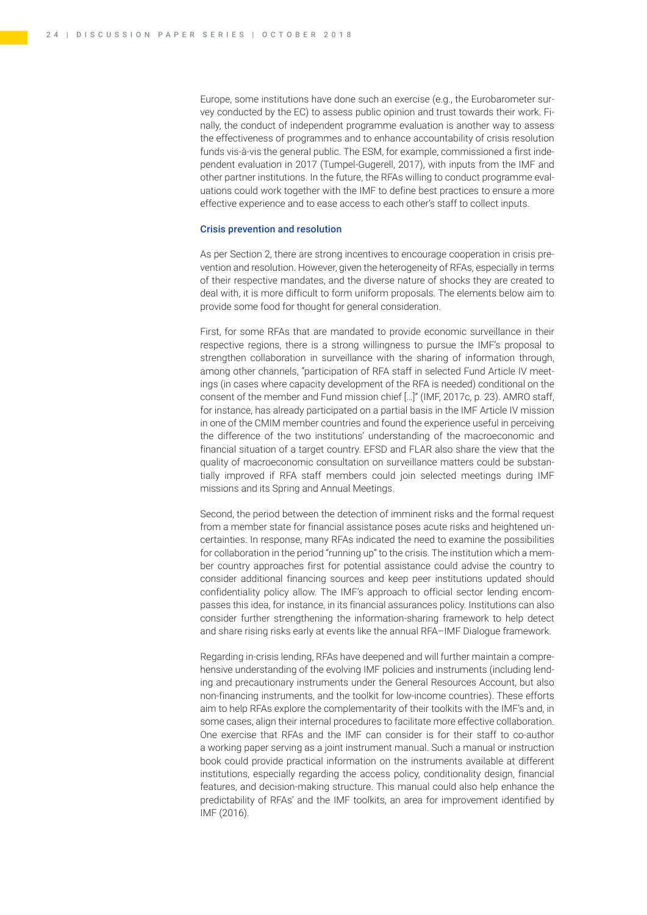Europe, some institutions have done such an exercise (e.g., the Eurobarometer survey conducted by the EC) to assess public opinion and trust towards their work. Finally, the conduct of independent programme evaluation is another way to assess the effectiveness of programmes and to enhance accountability of crisis resolution funds vis-à-vis the general public. The ESM, for example, commissioned a first independent evaluation in 2017 (Tumpel-Gugerell, 2017), with inputs from the IMF and other partner institutions. In the future, the RFAs willing to conduct programme evaluations could work together with the IMF to define best practices to ensure a more effective experience and to ease access to each other's staff to collect inputs.

### Crisis prevention and resolution

As per Section 2, there are strong incentives to encourage cooperation in crisis prevention and resolution. However, given the heterogeneity of RFAs, especially in terms of their respective mandates, and the diverse nature of shocks they are created to deal with, it is more difficult to form uniform proposals. The elements below aim to provide some food for thought for general consideration.

First, for some RFAs that are mandated to provide economic surveillance in their respective regions, there is a strong willingness to pursue the IMF's proposal to strengthen collaboration in surveillance with the sharing of information through, among other channels, "participation of RFA staff in selected Fund Article IV meetings (in cases where capacity development of the RFA is needed) conditional on the consent of the member and Fund mission chief […]" (IMF, 2017c, p. 23). AMRO staff, for instance, has already participated on a partial basis in the IMF Article IV mission in one of the CMIM member countries and found the experience useful in perceiving the difference of the two institutions' understanding of the macroeconomic and financial situation of a target country. EFSD and FLAR also share the view that the quality of macroeconomic consultation on surveillance matters could be substantially improved if RFA staff members could join selected meetings during IMF missions and its Spring and Annual Meetings.

Second, the period between the detection of imminent risks and the formal request from a member state for financial assistance poses acute risks and heightened uncertainties. In response, many RFAs indicated the need to examine the possibilities for collaboration in the period "running up" to the crisis. The institution which a member country approaches first for potential assistance could advise the country to consider additional financing sources and keep peer institutions updated should confidentiality policy allow. The IMF's approach to official sector lending encompasses this idea, for instance, in its financial assurances policy. Institutions can also consider further strengthening the information-sharing framework to help detect and share rising risks early at events like the annual RFA–IMF Dialogue framework.

Regarding in-crisis lending, RFAs have deepened and will further maintain a comprehensive understanding of the evolving IMF policies and instruments (including lending and precautionary instruments under the General Resources Account, but also non-financing instruments, and the toolkit for low-income countries). These efforts aim to help RFAs explore the complementarity of their toolkits with the IMF's and, in some cases, align their internal procedures to facilitate more effective collaboration. One exercise that RFAs and the IMF can consider is for their staff to co-author a working paper serving as a joint instrument manual. Such a manual or instruction book could provide practical information on the instruments available at different institutions, especially regarding the access policy, conditionality design, financial features, and decision-making structure. This manual could also help enhance the predictability of RFAs' and the IMF toolkits, an area for improvement identified by IMF (2016).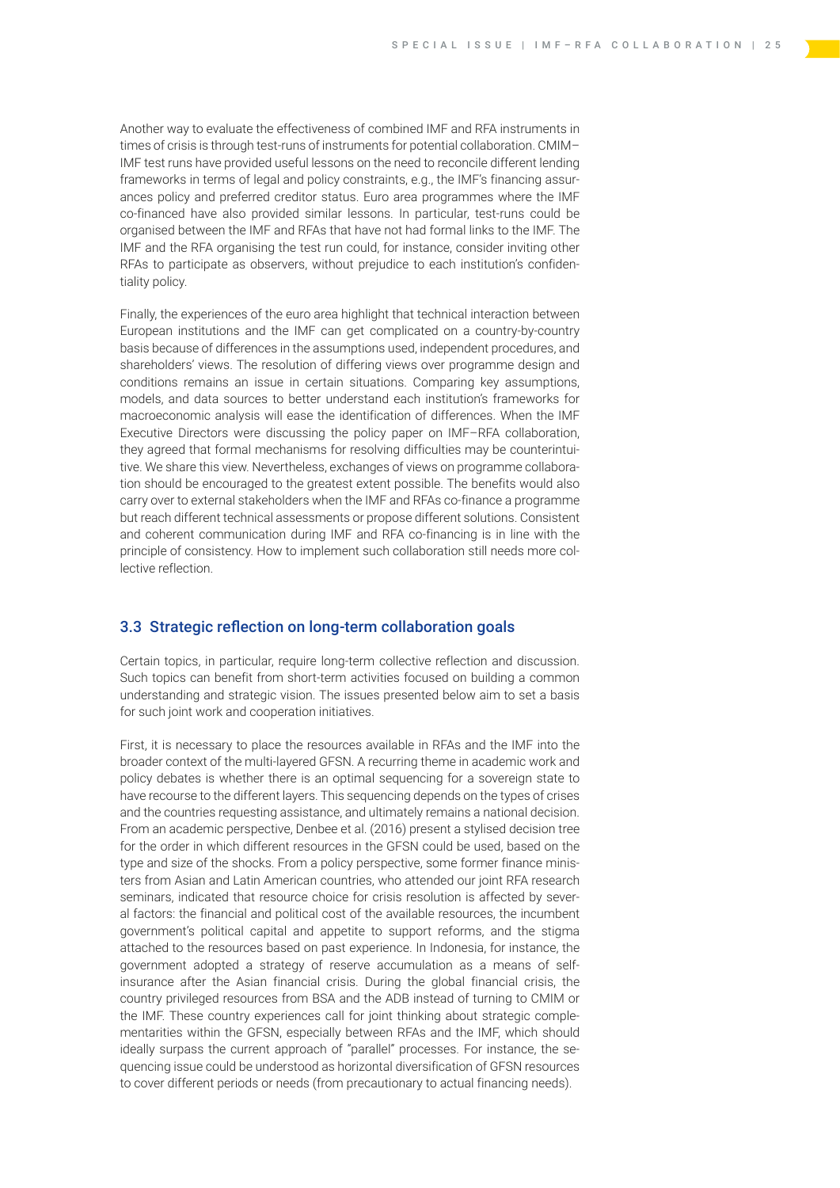Another way to evaluate the effectiveness of combined IMF and RFA instruments in times of crisis is through test-runs of instruments for potential collaboration. CMIM–IMF test runs have provided useful lessons on the need to reconcile different lending frameworks in terms of legal and policy constraints, e.g., the IMF's financing assurances policy and preferred creditor status. Euro area programmes where the IMF co-financed have also provided similar lessons. In particular, test-runs could be organised between the IMF and RFAs that have not had formal links to the IMF. The IMF and the RFA organising the test run could, for instance, consider inviting other RFAs to participate as observers, without prejudice to each institution's confidentiality policy.

Finally, the experiences of the euro area highlight that technical interaction between European institutions and the IMF can get complicated on a country-by-country basis because of differences in the assumptions used, independent procedures, and shareholders' views. The resolution of differing views over programme design and conditions remains an issue in certain situations. Comparing key assumptions, models, and data sources to better understand each institution's frameworks for macroeconomic analysis will ease the identification of differences. When the IMF Executive Directors were discussing the policy paper on IMF–RFA collaboration, they agreed that formal mechanisms for resolving difficulties may be counterintuitive. We share this view. Nevertheless, exchanges of views on programme collaboration should be encouraged to the greatest extent possible. The benefits would also carry over to external stakeholders when the IMF and RFAs co-finance a programme but reach different technical assessments or propose different solutions. Consistent and coherent communication during IMF and RFA co-financing is in line with the principle of consistency. How to implement such collaboration still needs more collective reflection.

### 3.3 Strategic reflection on long-term collaboration goals

Certain topics, in particular, require long-term collective reflection and discussion. Such topics can benefit from short-term activities focused on building a common understanding and strategic vision. The issues presented below aim to set a basis for such joint work and cooperation initiatives.

First, it is necessary to place the resources available in RFAs and the IMF into the broader context of the multi-layered GFSN. A recurring theme in academic work and policy debates is whether there is an optimal sequencing for a sovereign state to have recourse to the different layers. This sequencing depends on the types of crises and the countries requesting assistance, and ultimately remains a national decision. From an academic perspective, Denbee et al. (2016) present a stylised decision tree for the order in which different resources in the GFSN could be used, based on the type and size of the shocks. From a policy perspective, some former finance ministers from Asian and Latin American countries, who attended our joint RFA research seminars, indicated that resource choice for crisis resolution is affected by several factors: the financial and political cost of the available resources, the incumbent government's political capital and appetite to support reforms, and the stigma attached to the resources based on past experience. In Indonesia, for instance, the government adopted a strategy of reserve accumulation as a means of self-insurance after the Asian financial crisis. During the global financial crisis, the country privileged resources from BSA and the ADB instead of turning to CMIM or the IMF. These country experiences call for joint thinking about strategic complementarities within the GFSN, especially between RFAs and the IMF, which should ideally surpass the current approach of "parallel" processes. For instance, the sequencing issue could be understood as horizontal diversification of GFSN resources to cover different periods or needs (from precautionary to actual financing needs).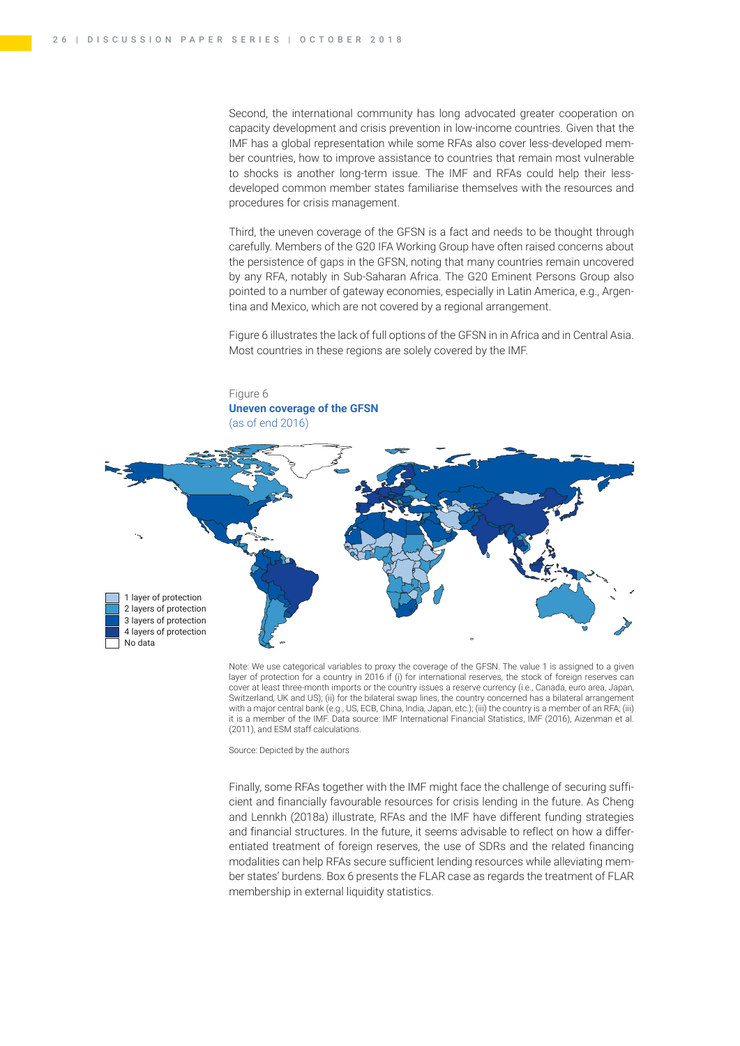Second, the international community has long advocated greater cooperation on capacity development and crisis prevention in low-income countries. Given that the IMF has a global representation while some RFAs also cover less-developed member countries, how to improve assistance to countries that remain most vulnerable to shocks is another long-term issue. The IMF and RFAs could help their less-developed common member states familiarise themselves with the resources and procedures for crisis management.

Third, the uneven coverage of the GFSN is a fact and needs to be thought through carefully. Members of the G20 IFA Working Group have often raised concerns about the persistence of gaps in the GFSN, noting that many countries remain uncovered by any RFA, notably in Sub-Saharan Africa. The G20 Eminent Persons Group also pointed to a number of gateway economies, especially in Latin America, e.g., Argentina and Mexico, which are not covered by a regional arrangement.

Figure 6 illustrates the lack of full options of the GFSN in in Africa and in Central Asia. Most countries in these regions are solely covered by the IMF.

Figure 6
**Uneven coverage of the GFSN**
(as of end 2016)

1 layer of protection
2 layers of protection
3 layers of protection
4 layers of protection
No data

Note: We use categorical variables to proxy the coverage of the GFSN. The value 1 is assigned to a given layer of protection for a country in 2016 if (i) for international reserves, the stock of foreign reserves can cover at least three-month imports or the country issues a reserve currency (i.e., Canada, euro area, Japan, Switzerland, UK and US); (ii) for the bilateral swap lines, the country concerned has a bilateral arrangement with a major central bank (e.g., US, ECB, China, India, Japan, etc.); (iii) the country is a member of an RFA; (iii) it is a member of the IMF. Data source: IMF International Financial Statistics, IMF (2016), Aizenman et al. (2011), and ESM staff calculations.

Source: Depicted by the authors

Finally, some RFAs together with the IMF might face the challenge of securing sufficient and financially favourable resources for crisis lending in the future. As Cheng and Lennkh (2018a) illustrate, RFAs and the IMF have different funding strategies and financial structures. In the future, it seems advisable to reflect on how a differentiated treatment of foreign reserves, the use of SDRs and the related financing modalities can help RFAs secure sufficient lending resources while alleviating member states' burdens. Box 6 presents the FLAR case as regards the treatment of FLAR membership in external liquidity statistics.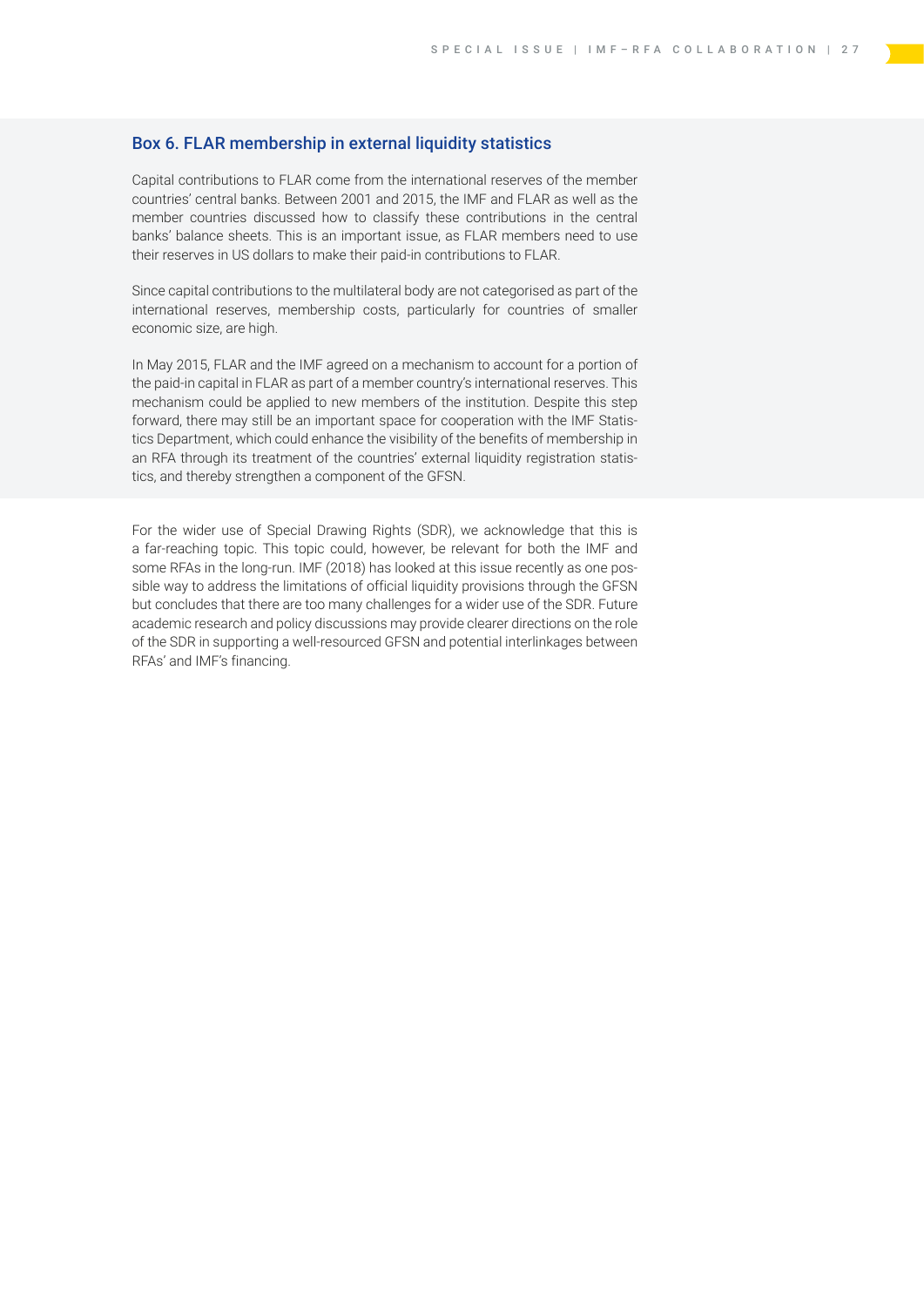### Box 6. FLAR membership in external liquidity statistics

Capital contributions to FLAR come from the international reserves of the member countries' central banks. Between 2001 and 2015, the IMF and FLAR as well as the member countries discussed how to classify these contributions in the central banks' balance sheets. This is an important issue, as FLAR members need to use their reserves in US dollars to make their paid-in contributions to FLAR.

Since capital contributions to the multilateral body are not categorised as part of the international reserves, membership costs, particularly for countries of smaller economic size, are high.

In May 2015, FLAR and the IMF agreed on a mechanism to account for a portion of the paid-in capital in FLAR as part of a member country's international reserves. This mechanism could be applied to new members of the institution. Despite this step forward, there may still be an important space for cooperation with the IMF Statistics Department, which could enhance the visibility of the benefits of membership in an RFA through its treatment of the countries' external liquidity registration statistics, and thereby strengthen a component of the GFSN.

For the wider use of Special Drawing Rights (SDR), we acknowledge that this is a far-reaching topic. This topic could, however, be relevant for both the IMF and some RFAs in the long-run. IMF (2018) has looked at this issue recently as one possible way to address the limitations of official liquidity provisions through the GFSN but concludes that there are too many challenges for a wider use of the SDR. Future academic research and policy discussions may provide clearer directions on the role of the SDR in supporting a well-resourced GFSN and potential interlinkages between RFAs' and IMF's financing.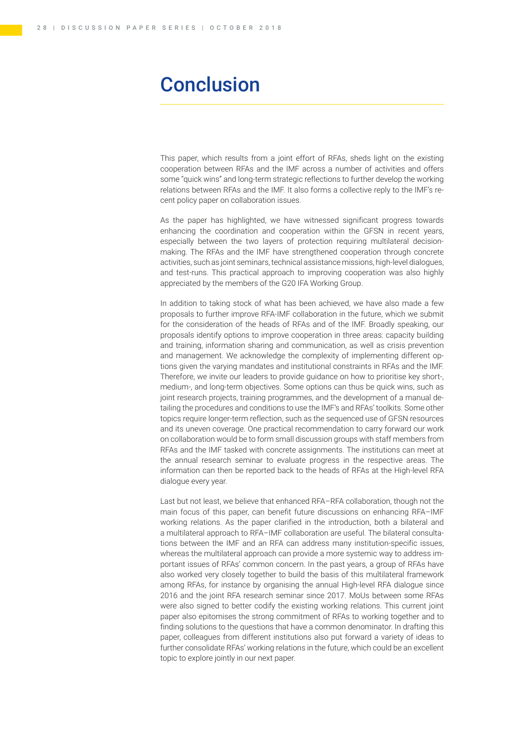# Conclusion

This paper, which results from a joint effort of RFAs, sheds light on the existing cooperation between RFAs and the IMF across a number of activities and offers some "quick wins" and long-term strategic reflections to further develop the working relations between RFAs and the IMF. It also forms a collective reply to the IMF's recent policy paper on collaboration issues.

As the paper has highlighted, we have witnessed significant progress towards enhancing the coordination and cooperation within the GFSN in recent years, especially between the two layers of protection requiring multilateral decision-making. The RFAs and the IMF have strengthened cooperation through concrete activities, such as joint seminars, technical assistance missions, high-level dialogues, and test-runs. This practical approach to improving cooperation was also highly appreciated by the members of the G20 IFA Working Group.

In addition to taking stock of what has been achieved, we have also made a few proposals to further improve RFA-IMF collaboration in the future, which we submit for the consideration of the heads of RFAs and of the IMF. Broadly speaking, our proposals identify options to improve cooperation in three areas: capacity building and training, information sharing and communication, as well as crisis prevention and management. We acknowledge the complexity of implementing different options given the varying mandates and institutional constraints in RFAs and the IMF. Therefore, we invite our leaders to provide guidance on how to prioritise key short-, medium-, and long-term objectives. Some options can thus be quick wins, such as joint research projects, training programmes, and the development of a manual detailing the procedures and conditions to use the IMF's and RFAs' toolkits. Some other topics require longer-term reflection, such as the sequenced use of GFSN resources and its uneven coverage. One practical recommendation to carry forward our work on collaboration would be to form small discussion groups with staff members from RFAs and the IMF tasked with concrete assignments. The institutions can meet at the annual research seminar to evaluate progress in the respective areas. The information can then be reported back to the heads of RFAs at the High-level RFA dialogue every year.

Last but not least, we believe that enhanced RFA–RFA collaboration, though not the main focus of this paper, can benefit future discussions on enhancing RFA–IMF working relations. As the paper clarified in the introduction, both a bilateral and a multilateral approach to RFA–IMF collaboration are useful. The bilateral consultations between the IMF and an RFA can address many institution-specific issues, whereas the multilateral approach can provide a more systemic way to address important issues of RFAs' common concern. In the past years, a group of RFAs have also worked very closely together to build the basis of this multilateral framework among RFAs, for instance by organising the annual High-level RFA dialogue since 2016 and the joint RFA research seminar since 2017. MoUs between some RFAs were also signed to better codify the existing working relations. This current joint paper also epitomises the strong commitment of RFAs to working together and to finding solutions to the questions that have a common denominator. In drafting this paper, colleagues from different institutions also put forward a variety of ideas to further consolidate RFAs' working relations in the future, which could be an excellent topic to explore jointly in our next paper.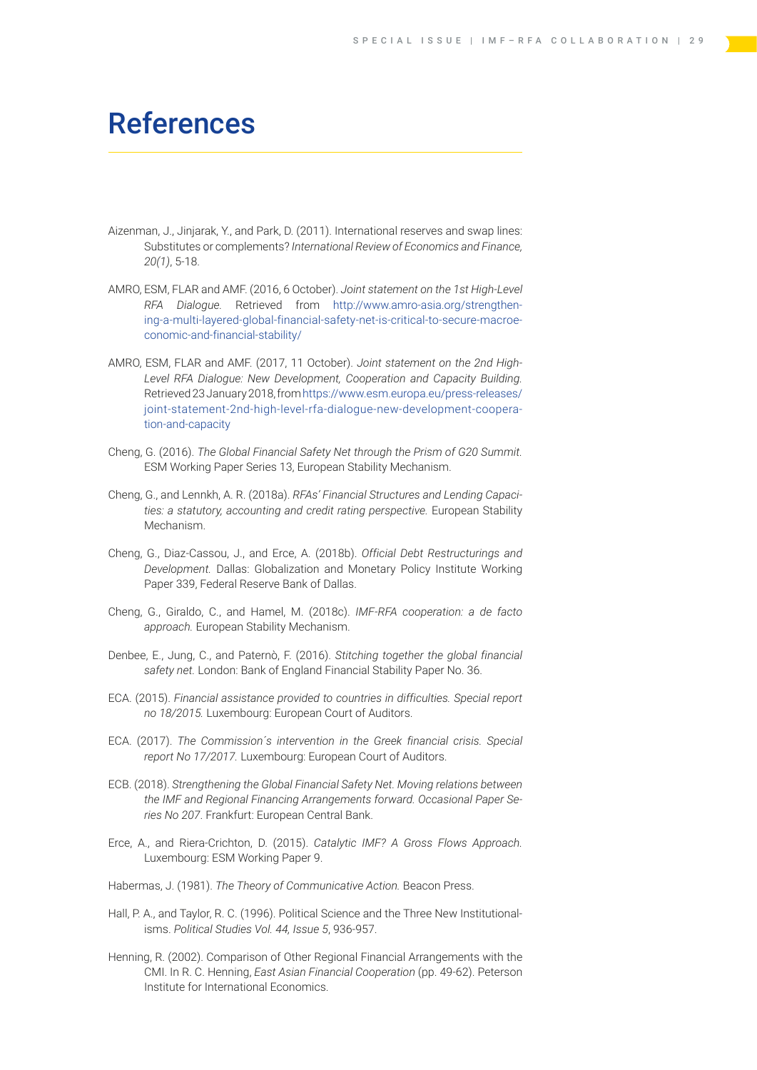# References

Aizenman, J., Jinjarak, Y., and Park, D. (2011). International reserves and swap lines: Substitutes or complements? *International Review of Economics and Finance, 20(1)*, 5-18.

AMRO, ESM, FLAR and AMF. (2016, 6 October). *Joint statement on the 1st High-Level RFA Dialogue.* Retrieved from http://www.amro-asia.org/strengthening-a-multi-layered-global-financial-safety-net-is-critical-to-secure-macroeconomic-and-financial-stability/

AMRO, ESM, FLAR and AMF. (2017, 11 October). *Joint statement on the 2nd High-Level RFA Dialogue: New Development, Cooperation and Capacity Building.* Retrieved 23 January 2018, from https://www.esm.europa.eu/press-releases/joint-statement-2nd-high-level-rfa-dialogue-new-development-cooperation-and-capacity

Cheng, G. (2016). *The Global Financial Safety Net through the Prism of G20 Summit.* ESM Working Paper Series 13, European Stability Mechanism.

Cheng, G., and Lennkh, A. R. (2018a). *RFAs' Financial Structures and Lending Capacities: a statutory, accounting and credit rating perspective.* European Stability Mechanism.

Cheng, G., Diaz-Cassou, J., and Erce, A. (2018b). *Official Debt Restructurings and Development.* Dallas: Globalization and Monetary Policy Institute Working Paper 339, Federal Reserve Bank of Dallas.

Cheng, G., Giraldo, C., and Hamel, M. (2018c). *IMF-RFA cooperation: a de facto approach.* European Stability Mechanism.

Denbee, E., Jung, C., and Paternò, F. (2016). *Stitching together the global financial safety net.* London: Bank of England Financial Stability Paper No. 36.

ECA. (2015). *Financial assistance provided to countries in difficulties. Special report no 18/2015.* Luxembourg: European Court of Auditors.

ECA. (2017). *The Commission´s intervention in the Greek financial crisis. Special report No 17/2017.* Luxembourg: European Court of Auditors.

ECB. (2018). *Strengthening the Global Financial Safety Net. Moving relations between the IMF and Regional Financing Arrangements forward. Occasional Paper Series No 207*. Frankfurt: European Central Bank.

Erce, A., and Riera-Crichton, D. (2015). *Catalytic IMF? A Gross Flows Approach.* Luxembourg: ESM Working Paper 9.

Habermas, J. (1981). *The Theory of Communicative Action.* Beacon Press.

Hall, P. A., and Taylor, R. C. (1996). Political Science and the Three New Institutionalisms. *Political Studies Vol. 44, Issue 5*, 936-957.

Henning, R. (2002). Comparison of Other Regional Financial Arrangements with the CMI. In R. C. Henning, *East Asian Financial Cooperation* (pp. 49-62). Peterson Institute for International Economics.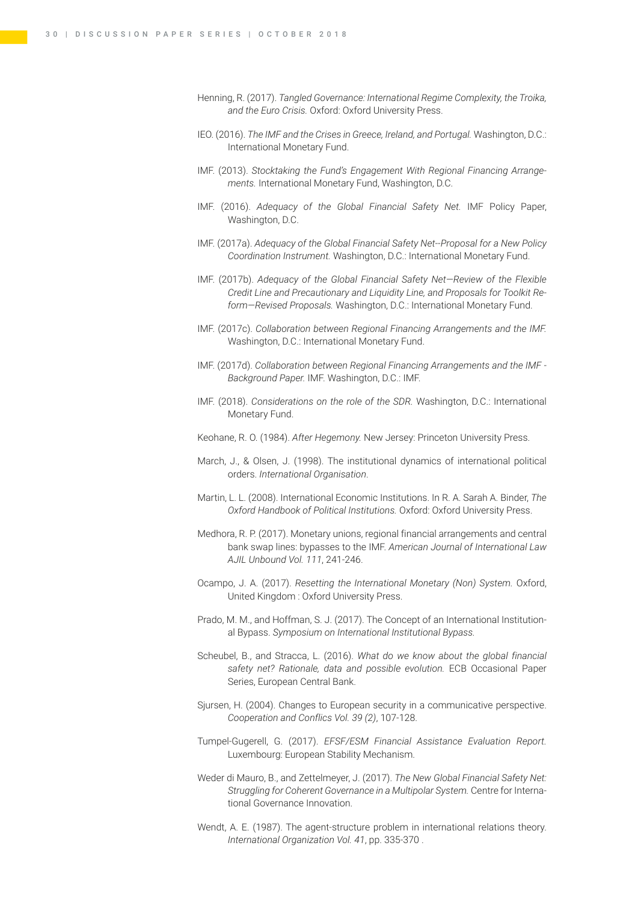Henning, R. (2017). *Tangled Governance: International Regime Complexity, the Troika, and the Euro Crisis.* Oxford: Oxford University Press.

IEO. (2016). *The IMF and the Crises in Greece, Ireland, and Portugal.* Washington, D.C.: International Monetary Fund.

IMF. (2013). *Stocktaking the Fund's Engagement With Regional Financing Arrangements.* International Monetary Fund, Washington, D.C.

IMF. (2016). *Adequacy of the Global Financial Safety Net.* IMF Policy Paper, Washington, D.C.

IMF. (2017a). *Adequacy of the Global Financial Safety Net--Proposal for a New Policy Coordination Instrument.* Washington, D.C.: International Monetary Fund.

IMF. (2017b). *Adequacy of the Global Financial Safety Net—Review of the Flexible Credit Line and Precautionary and Liquidity Line, and Proposals for Toolkit Reform—Revised Proposals.* Washington, D.C.: International Monetary Fund.

IMF. (2017c). *Collaboration between Regional Financing Arrangements and the IMF.* Washington, D.C.: International Monetary Fund.

IMF. (2017d). *Collaboration between Regional Financing Arrangements and the IMF - Background Paper.* IMF. Washington, D.C.: IMF.

IMF. (2018). *Considerations on the role of the SDR.* Washington, D.C.: International Monetary Fund.

Keohane, R. O. (1984). *After Hegemony.* New Jersey: Princeton University Press.

March, J., & Olsen, J. (1998). The institutional dynamics of international political orders. *International Organisation*.

Martin, L. L. (2008). International Economic Institutions. In R. A. Sarah A. Binder, *The Oxford Handbook of Political Institutions.* Oxford: Oxford University Press.

Medhora, R. P. (2017). Monetary unions, regional financial arrangements and central bank swap lines: bypasses to the IMF. *American Journal of International Law AJIL Unbound Vol. 111*, 241-246.

Ocampo, J. A. (2017). *Resetting the International Monetary (Non) System.* Oxford, United Kingdom : Oxford University Press.

Prado, M. M., and Hoffman, S. J. (2017). The Concept of an International Institutional Bypass. *Symposium on International Institutional Bypass.*

Scheubel, B., and Stracca, L. (2016). *What do we know about the global financial safety net? Rationale, data and possible evolution.* ECB Occasional Paper Series, European Central Bank.

Sjursen, H. (2004). Changes to European security in a communicative perspective. *Cooperation and Conflics Vol. 39 (2)*, 107-128.

Tumpel-Gugerell, G. (2017). *EFSF/ESM Financial Assistance Evaluation Report.* Luxembourg: European Stability Mechanism.

Weder di Mauro, B., and Zettelmeyer, J. (2017). *The New Global Financial Safety Net: Struggling for Coherent Governance in a Multipolar System.* Centre for International Governance Innovation.

Wendt, A. E. (1987). The agent-structure problem in international relations theory. *International Organization Vol. 41*, pp. 335-370 .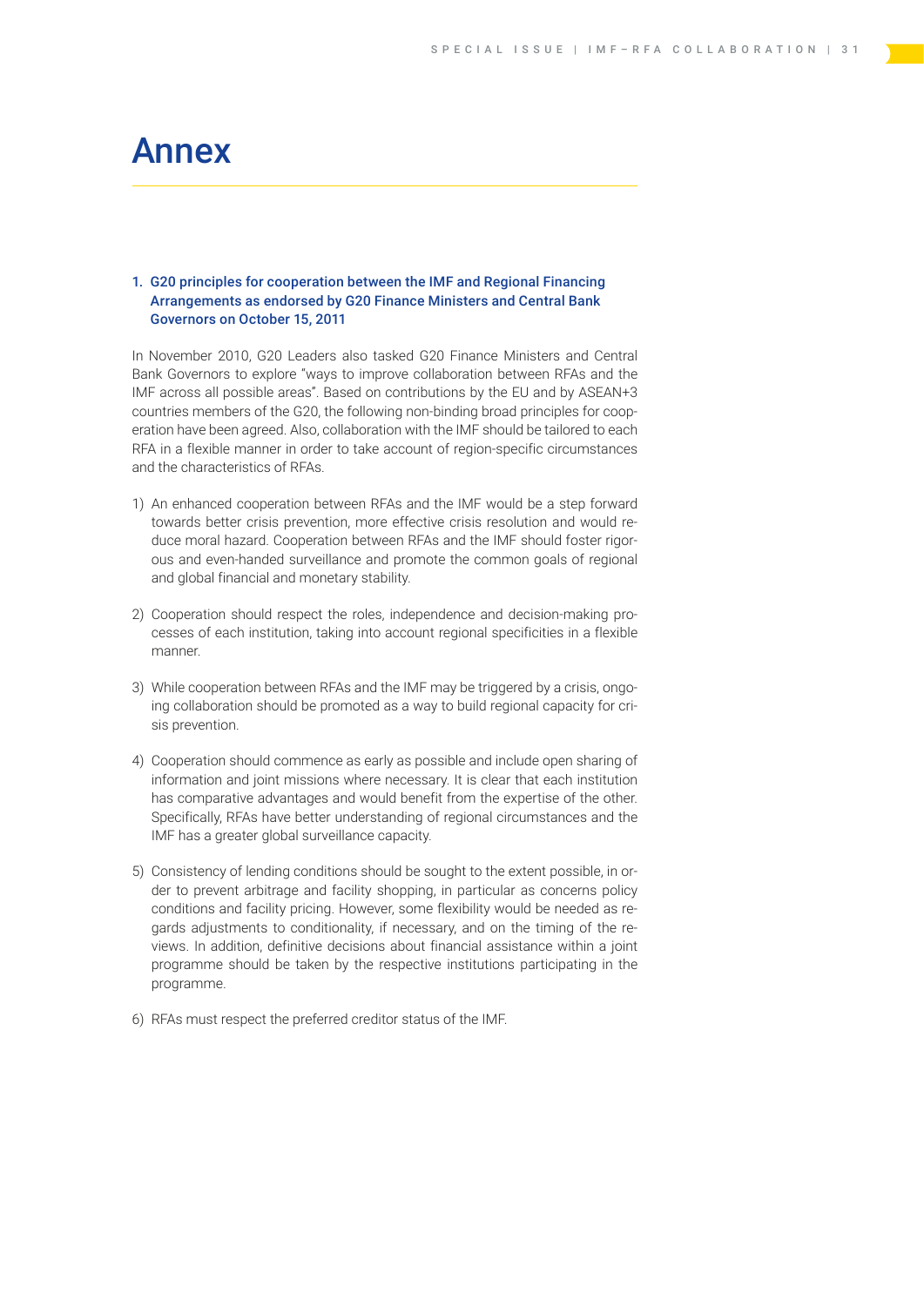# Annex

### 1. G20 principles for cooperation between the IMF and Regional Financing Arrangements as endorsed by G20 Finance Ministers and Central Bank Governors on October 15, 2011

In November 2010, G20 Leaders also tasked G20 Finance Ministers and Central Bank Governors to explore "ways to improve collaboration between RFAs and the IMF across all possible areas". Based on contributions by the EU and by ASEAN+3 countries members of the G20, the following non-binding broad principles for cooperation have been agreed. Also, collaboration with the IMF should be tailored to each RFA in a flexible manner in order to take account of region-specific circumstances and the characteristics of RFAs.

1) An enhanced cooperation between RFAs and the IMF would be a step forward towards better crisis prevention, more effective crisis resolution and would reduce moral hazard. Cooperation between RFAs and the IMF should foster rigorous and even-handed surveillance and promote the common goals of regional and global financial and monetary stability.

2) Cooperation should respect the roles, independence and decision-making processes of each institution, taking into account regional specificities in a flexible manner.

3) While cooperation between RFAs and the IMF may be triggered by a crisis, ongoing collaboration should be promoted as a way to build regional capacity for crisis prevention.

4) Cooperation should commence as early as possible and include open sharing of information and joint missions where necessary. It is clear that each institution has comparative advantages and would benefit from the expertise of the other. Specifically, RFAs have better understanding of regional circumstances and the IMF has a greater global surveillance capacity.

5) Consistency of lending conditions should be sought to the extent possible, in order to prevent arbitrage and facility shopping, in particular as concerns policy conditions and facility pricing. However, some flexibility would be needed as regards adjustments to conditionality, if necessary, and on the timing of the reviews. In addition, definitive decisions about financial assistance within a joint programme should be taken by the respective institutions participating in the programme.

6) RFAs must respect the preferred creditor status of the IMF.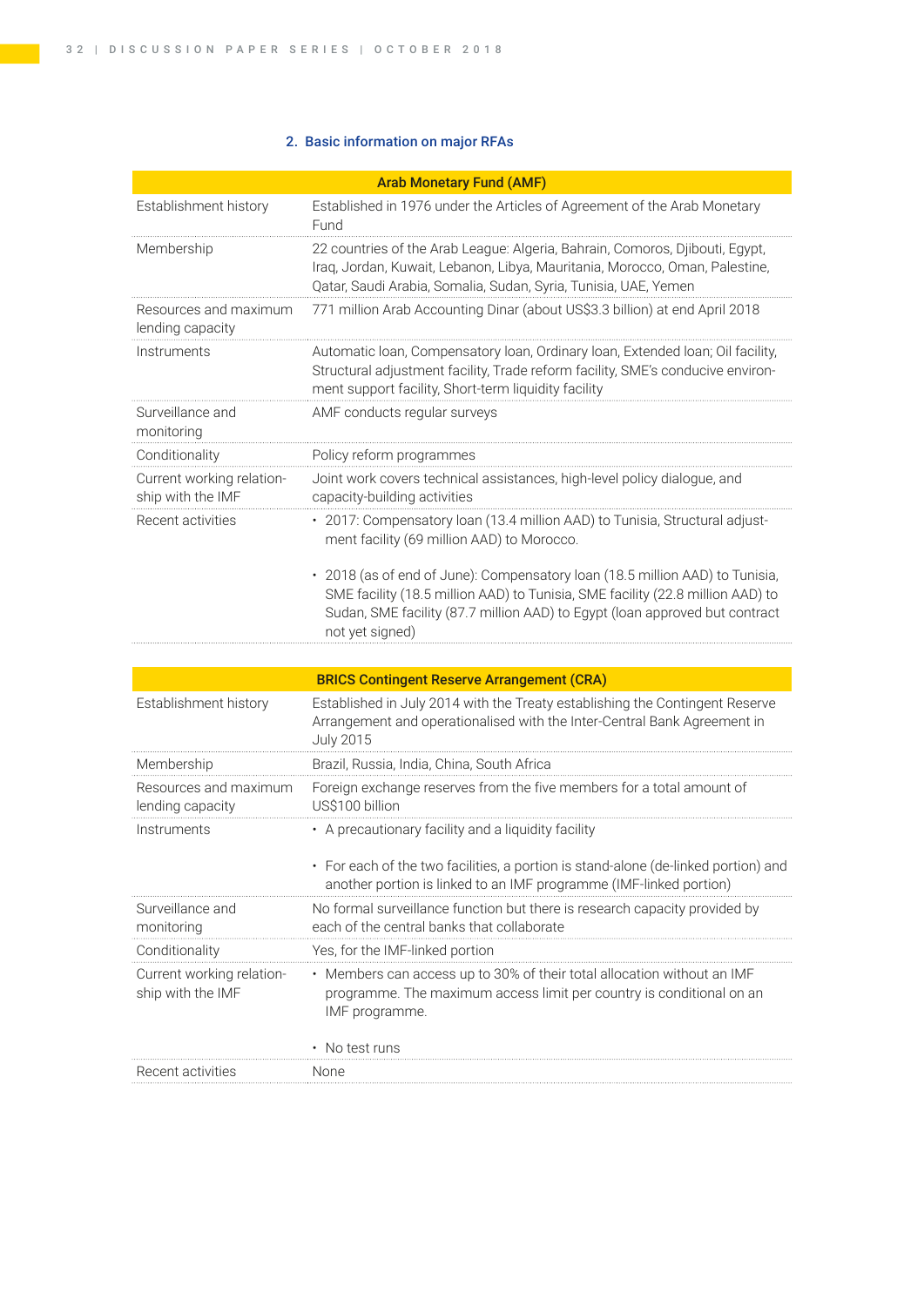## 2. Basic information on major RFAs

| Arab Monetary Fund (AMF) | |
|---|---|
| Establishment history | Established in 1976 under the Articles of Agreement of the Arab Monetary Fund |
| Membership | 22 countries of the Arab League: Algeria, Bahrain, Comoros, Djibouti, Egypt, Iraq, Jordan, Kuwait, Lebanon, Libya, Mauritania, Morocco, Oman, Palestine, Qatar, Saudi Arabia, Somalia, Sudan, Syria, Tunisia, UAE, Yemen |
| Resources and maximum lending capacity | 771 million Arab Accounting Dinar (about US$3.3 billion) at end April 2018 |
| Instruments | Automatic loan, Compensatory loan, Ordinary loan, Extended loan; Oil facility, Structural adjustment facility, Trade reform facility, SME's conducive environment support facility, Short-term liquidity facility |
| Surveillance and monitoring | AMF conducts regular surveys |
| Conditionality | Policy reform programmes |
| Current working relationship with the IMF | Joint work covers technical assistances, high-level policy dialogue, and capacity-building activities |
| Recent activities | • 2017: Compensatory loan (13.4 million AAD) to Tunisia, Structural adjustment facility (69 million AAD) to Morocco.<br>• 2018 (as of end of June): Compensatory loan (18.5 million AAD) to Tunisia, SME facility (18.5 million AAD) to Tunisia, SME facility (22.8 million AAD) to Sudan, SME facility (87.7 million AAD) to Egypt (loan approved but contract not yet signed) |

| BRICS Contingent Reserve Arrangement (CRA) | |
|---|---|
| Establishment history | Established in July 2014 with the Treaty establishing the Contingent Reserve Arrangement and operationalised with the Inter-Central Bank Agreement in July 2015 |
| Membership | Brazil, Russia, India, China, South Africa |
| Resources and maximum lending capacity | Foreign exchange reserves from the five members for a total amount of US$100 billion |
| Instruments | • A precautionary facility and a liquidity facility<br>• For each of the two facilities, a portion is stand-alone (de-linked portion) and another portion is linked to an IMF programme (IMF-linked portion) |
| Surveillance and monitoring | No formal surveillance function but there is research capacity provided by each of the central banks that collaborate |
| Conditionality | Yes, for the IMF-linked portion |
| Current working relationship with the IMF | • Members can access up to 30% of their total allocation without an IMF programme. The maximum access limit per country is conditional on an IMF programme.<br>• No test runs |
| Recent activities | None |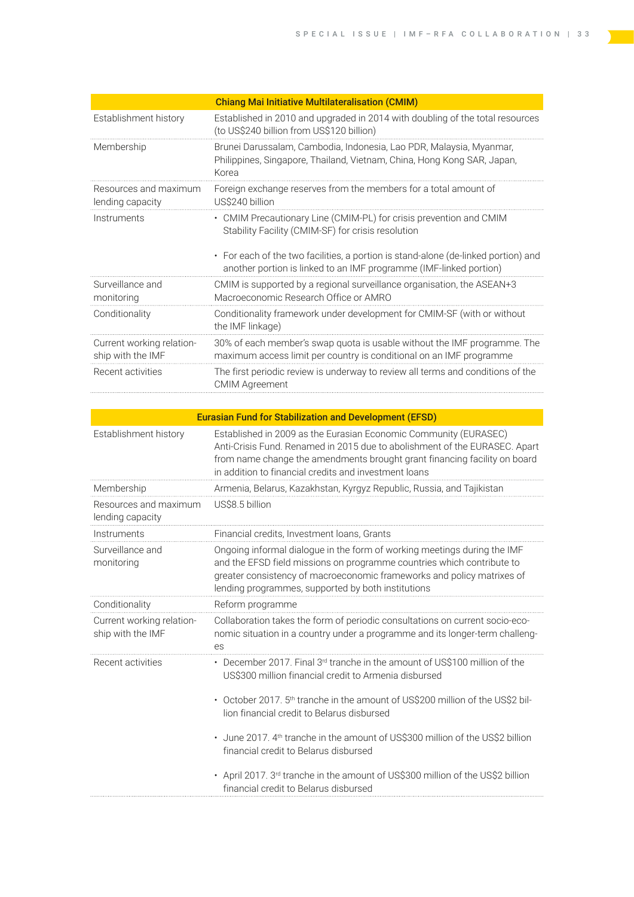| Chiang Mai Initiative Multilateralisation (CMIM) | |
|---|---|
| Establishment history | Established in 2010 and upgraded in 2014 with doubling of the total resources (to US$240 billion from US$120 billion) |
| Membership | Brunei Darussalam, Cambodia, Indonesia, Lao PDR, Malaysia, Myanmar, Philippines, Singapore, Thailand, Vietnam, China, Hong Kong SAR, Japan, Korea |
| Resources and maximum lending capacity | Foreign exchange reserves from the members for a total amount of US$240 billion |
| Instruments | • CMIM Precautionary Line (CMIM-PL) for crisis prevention and CMIM Stability Facility (CMIM-SF) for crisis resolution<br><br>• For each of the two facilities, a portion is stand-alone (de-linked portion) and another portion is linked to an IMF programme (IMF-linked portion) |
| Surveillance and monitoring | CMIM is supported by a regional surveillance organisation, the ASEAN+3 Macroeconomic Research Office or AMRO |
| Conditionality | Conditionality framework under development for CMIM-SF (with or without the IMF linkage) |
| Current working relationship with the IMF | 30% of each member's swap quota is usable without the IMF programme. The maximum access limit per country is conditional on an IMF programme |
| Recent activities | The first periodic review is underway to review all terms and conditions of the CMIM Agreement |

| Eurasian Fund for Stabilization and Development (EFSD) | |
|---|---|
| Establishment history | Established in 2009 as the Eurasian Economic Community (EURASEC) Anti-Crisis Fund. Renamed in 2015 due to abolishment of the EURASEC. Apart from name change the amendments brought grant financing facility on board in addition to financial credits and investment loans |
| Membership | Armenia, Belarus, Kazakhstan, Kyrgyz Republic, Russia, and Tajikistan |
| Resources and maximum lending capacity | US$8.5 billion |
| Instruments | Financial credits, Investment loans, Grants |
| Surveillance and monitoring | Ongoing informal dialogue in the form of working meetings during the IMF and the EFSD field missions on programme countries which contribute to greater consistency of macroeconomic frameworks and policy matrixes of lending programmes, supported by both institutions |
| Conditionality | Reform programme |
| Current working relationship with the IMF | Collaboration takes the form of periodic consultations on current socio-economic situation in a country under a programme and its longer-term challenges |
| Recent activities | • December 2017. Final 3rd tranche in the amount of US$100 million of the US$300 million financial credit to Armenia disbursed<br><br>• October 2017. 5th tranche in the amount of US$200 million of the US$2 billion financial credit to Belarus disbursed<br><br>• June 2017. 4th tranche in the amount of US$300 million of the US$2 billion financial credit to Belarus disbursed<br><br>• April 2017. 3rd tranche in the amount of US$300 million of the US$2 billion financial credit to Belarus disbursed |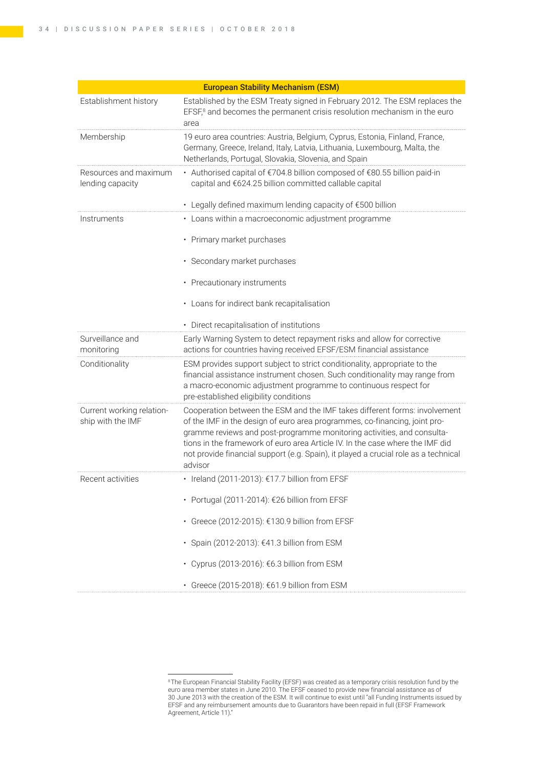| European Stability Mechanism (ESM) | |
|---|---|
| Establishment history | Established by the ESM Treaty signed in February 2012. The ESM replaces the EFSF,[8] and becomes the permanent crisis resolution mechanism in the euro area |
| Membership | 19 euro area countries: Austria, Belgium, Cyprus, Estonia, Finland, France, Germany, Greece, Ireland, Italy, Latvia, Lithuania, Luxembourg, Malta, the Netherlands, Portugal, Slovakia, Slovenia, and Spain |
| Resources and maximum lending capacity | • Authorised capital of €704.8 billion composed of €80.55 billion paid-in capital and €624.25 billion committed callable capital<br>• Legally defined maximum lending capacity of €500 billion |
| Instruments | • Loans within a macroeconomic adjustment programme<br>• Primary market purchases<br>• Secondary market purchases<br>• Precautionary instruments<br>• Loans for indirect bank recapitalisation<br>• Direct recapitalisation of institutions |
| Surveillance and monitoring | Early Warning System to detect repayment risks and allow for corrective actions for countries having received EFSF/ESM financial assistance |
| Conditionality | ESM provides support subject to strict conditionality, appropriate to the financial assistance instrument chosen. Such conditionality may range from a macro-economic adjustment programme to continuous respect for pre-established eligibility conditions |
| Current working relationship with the IMF | Cooperation between the ESM and the IMF takes different forms: involvement of the IMF in the design of euro area programmes, co-financing, joint programme reviews and post-programme monitoring activities, and consultations in the framework of euro area Article IV. In the case where the IMF did not provide financial support (e.g. Spain), it played a crucial role as a technical advisor |
| Recent activities | • Ireland (2011-2013): €17.7 billion from EFSF<br>• Portugal (2011-2014): €26 billion from EFSF<br>• Greece (2012-2015): €130.9 billion from EFSF<br>• Spain (2012-2013): €41.3 billion from ESM<br>• Cyprus (2013-2016): €6.3 billion from ESM<br>• Greece (2015-2018): €61.9 billion from ESM |

[8] The European Financial Stability Facility (EFSF) was created as a temporary crisis resolution fund by the euro area member states in June 2010. The EFSF ceased to provide new financial assistance as of 30 June 2013 with the creation of the ESM. It will continue to exist until "all Funding Instruments issued by EFSF and any reimbursement amounts due to Guarantors have been repaid in full (EFSF Framework Agreement, Article 11)."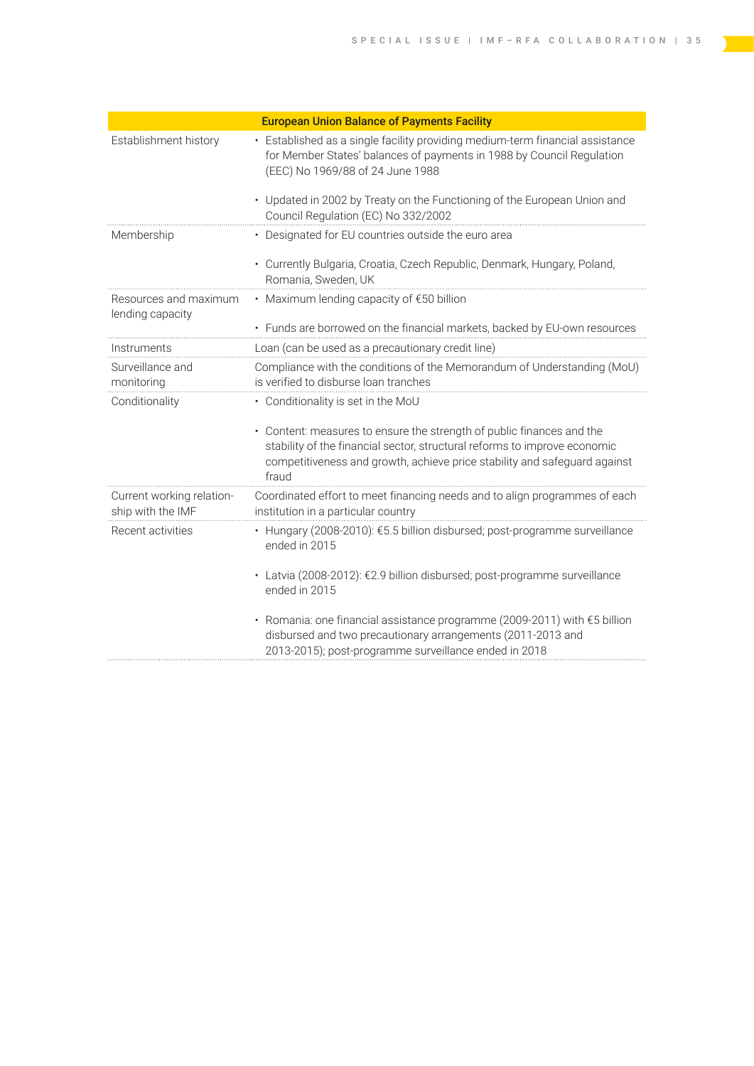| European Union Balance of Payments Facility | |
|---|---|
| Establishment history | • Established as a single facility providing medium-term financial assistance for Member States' balances of payments in 1988 by Council Regulation (EEC) No 1969/88 of 24 June 1988<br><br>• Updated in 2002 by Treaty on the Functioning of the European Union and Council Regulation (EC) No 332/2002 |
| Membership | • Designated for EU countries outside the euro area<br><br>• Currently Bulgaria, Croatia, Czech Republic, Denmark, Hungary, Poland, Romania, Sweden, UK |
| Resources and maximum lending capacity | • Maximum lending capacity of €50 billion<br><br>• Funds are borrowed on the financial markets, backed by EU-own resources |
| Instruments | Loan (can be used as a precautionary credit line) |
| Surveillance and monitoring | Compliance with the conditions of the Memorandum of Understanding (MoU) is verified to disburse loan tranches |
| Conditionality | • Conditionality is set in the MoU<br><br>• Content: measures to ensure the strength of public finances and the stability of the financial sector, structural reforms to improve economic competitiveness and growth, achieve price stability and safeguard against fraud |
| Current working relationship with the IMF | Coordinated effort to meet financing needs and to align programmes of each institution in a particular country |
| Recent activities | • Hungary (2008-2010): €5.5 billion disbursed; post-programme surveillance ended in 2015<br><br>• Latvia (2008-2012): €2.9 billion disbursed; post-programme surveillance ended in 2015<br><br>• Romania: one financial assistance programme (2009-2011) with €5 billion disbursed and two precautionary arrangements (2011-2013 and 2013-2015); post-programme surveillance ended in 2018 |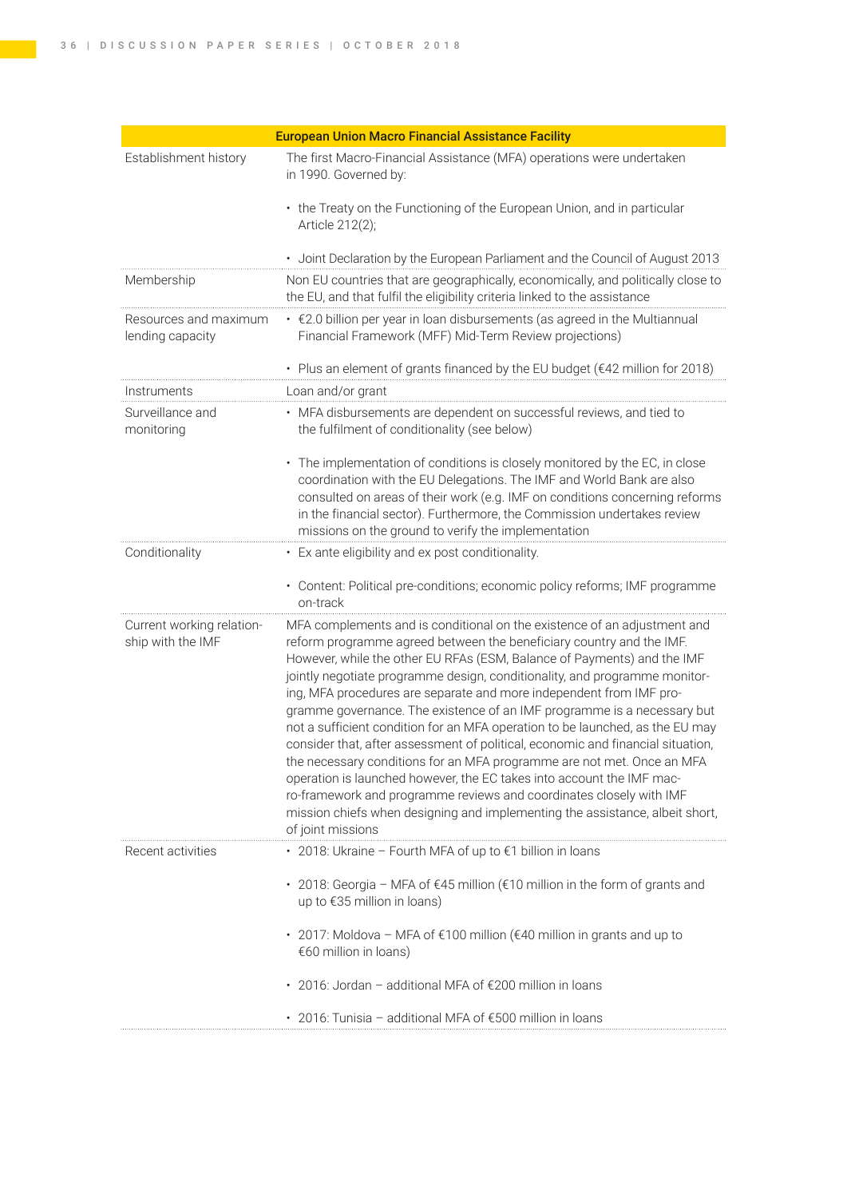| European Union Macro Financial Assistance Facility | |
|---|---|
| Establishment history | The first Macro-Financial Assistance (MFA) operations were undertaken in 1990. Governed by:<br><br>• the Treaty on the Functioning of the European Union, and in particular Article 212(2);<br><br>• Joint Declaration by the European Parliament and the Council of August 2013 |
| Membership | Non EU countries that are geographically, economically, and politically close to the EU, and that fulfil the eligibility criteria linked to the assistance |
| Resources and maximum lending capacity | • €2.0 billion per year in loan disbursements (as agreed in the Multiannual Financial Framework (MFF) Mid-Term Review projections)<br><br>• Plus an element of grants financed by the EU budget (€42 million for 2018) |
| Instruments | Loan and/or grant |
| Surveillance and monitoring | • MFA disbursements are dependent on successful reviews, and tied to the fulfilment of conditionality (see below)<br><br>• The implementation of conditions is closely monitored by the EC, in close coordination with the EU Delegations. The IMF and World Bank are also consulted on areas of their work (e.g. IMF on conditions concerning reforms in the financial sector). Furthermore, the Commission undertakes review missions on the ground to verify the implementation |
| Conditionality | • Ex ante eligibility and ex post conditionality.<br><br>• Content: Political pre-conditions; economic policy reforms; IMF programme on-track |
| Current working relationship with the IMF | MFA complements and is conditional on the existence of an adjustment and reform programme agreed between the beneficiary country and the IMF. However, while the other EU RFAs (ESM, Balance of Payments) and the IMF jointly negotiate programme design, conditionality, and programme monitoring, MFA procedures are separate and more independent from IMF programme governance. The existence of an IMF programme is a necessary but not a sufficient condition for an MFA operation to be launched, as the EU may consider that, after assessment of political, economic and financial situation, the necessary conditions for an MFA programme are not met. Once an MFA operation is launched however, the EC takes into account the IMF macro-framework and programme reviews and coordinates closely with IMF mission chiefs when designing and implementing the assistance, albeit short, of joint missions |
| Recent activities | • 2018: Ukraine – Fourth MFA of up to €1 billion in loans<br><br>• 2018: Georgia – MFA of €45 million (€10 million in the form of grants and up to €35 million in loans)<br><br>• 2017: Moldova – MFA of €100 million (€40 million in grants and up to €60 million in loans)<br><br>• 2016: Jordan – additional MFA of €200 million in loans<br><br>• 2016: Tunisia – additional MFA of €500 million in loans |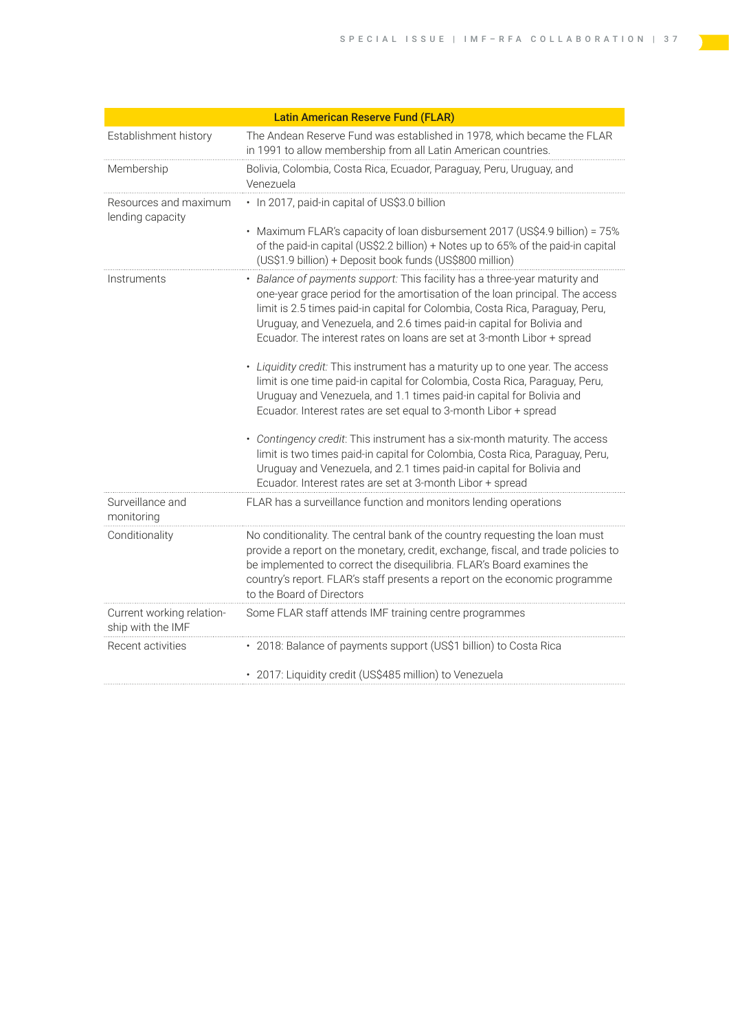| Latin American Reserve Fund (FLAR) | |
|---|---|
| Establishment history | The Andean Reserve Fund was established in 1978, which became the FLAR in 1991 to allow membership from all Latin American countries. |
| Membership | Bolivia, Colombia, Costa Rica, Ecuador, Paraguay, Peru, Uruguay, and Venezuela |
| Resources and maximum lending capacity | • In 2017, paid-in capital of US$3.0 billion<br>• Maximum FLAR's capacity of loan disbursement 2017 (US$4.9 billion) = 75% of the paid-in capital (US$2.2 billion) + Notes up to 65% of the paid-in capital (US$1.9 billion) + Deposit book funds (US$800 million) |
| Instruments | • *Balance of payments support:* This facility has a three-year maturity and one-year grace period for the amortisation of the loan principal. The access limit is 2.5 times paid-in capital for Colombia, Costa Rica, Paraguay, Peru, Uruguay, and Venezuela, and 2.6 times paid-in capital for Bolivia and Ecuador. The interest rates on loans are set at 3-month Libor + spread<br>• *Liquidity credit:* This instrument has a maturity up to one year. The access limit is one time paid-in capital for Colombia, Costa Rica, Paraguay, Peru, Uruguay and Venezuela, and 1.1 times paid-in capital for Bolivia and Ecuador. Interest rates are set equal to 3-month Libor + spread<br>• *Contingency credit*: This instrument has a six-month maturity. The access limit is two times paid-in capital for Colombia, Costa Rica, Paraguay, Peru, Uruguay and Venezuela, and 2.1 times paid-in capital for Bolivia and Ecuador. Interest rates are set at 3-month Libor + spread |
| Surveillance and monitoring | FLAR has a surveillance function and monitors lending operations |
| Conditionality | No conditionality. The central bank of the country requesting the loan must provide a report on the monetary, credit, exchange, fiscal, and trade policies to be implemented to correct the disequilibria. FLAR's Board examines the country's report. FLAR's staff presents a report on the economic programme to the Board of Directors |
| Current working relationship with the IMF | Some FLAR staff attends IMF training centre programmes |
| Recent activities | • 2018: Balance of payments support (US$1 billion) to Costa Rica<br>• 2017: Liquidity credit (US$485 million) to Venezuela |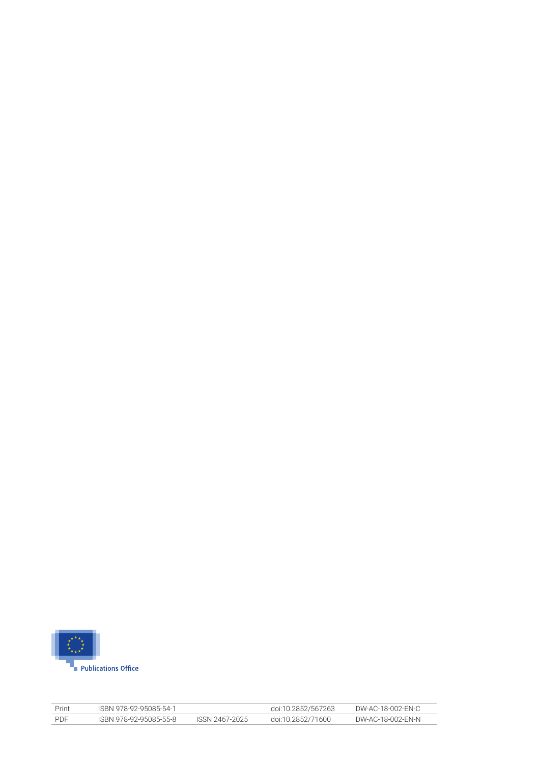Publications Office

| | | | | |
|---|---|---|---|---|
| Print | ISBN 978-92-95085-54-1 | | doi:10.2852/567263 | DW-AC-18-002-EN-C |
| PDF | ISBN 978-92-95085-55-8 | ISSN 2467-2025 | doi:10.2852/71600 | DW-AC-18-002-EN-N |